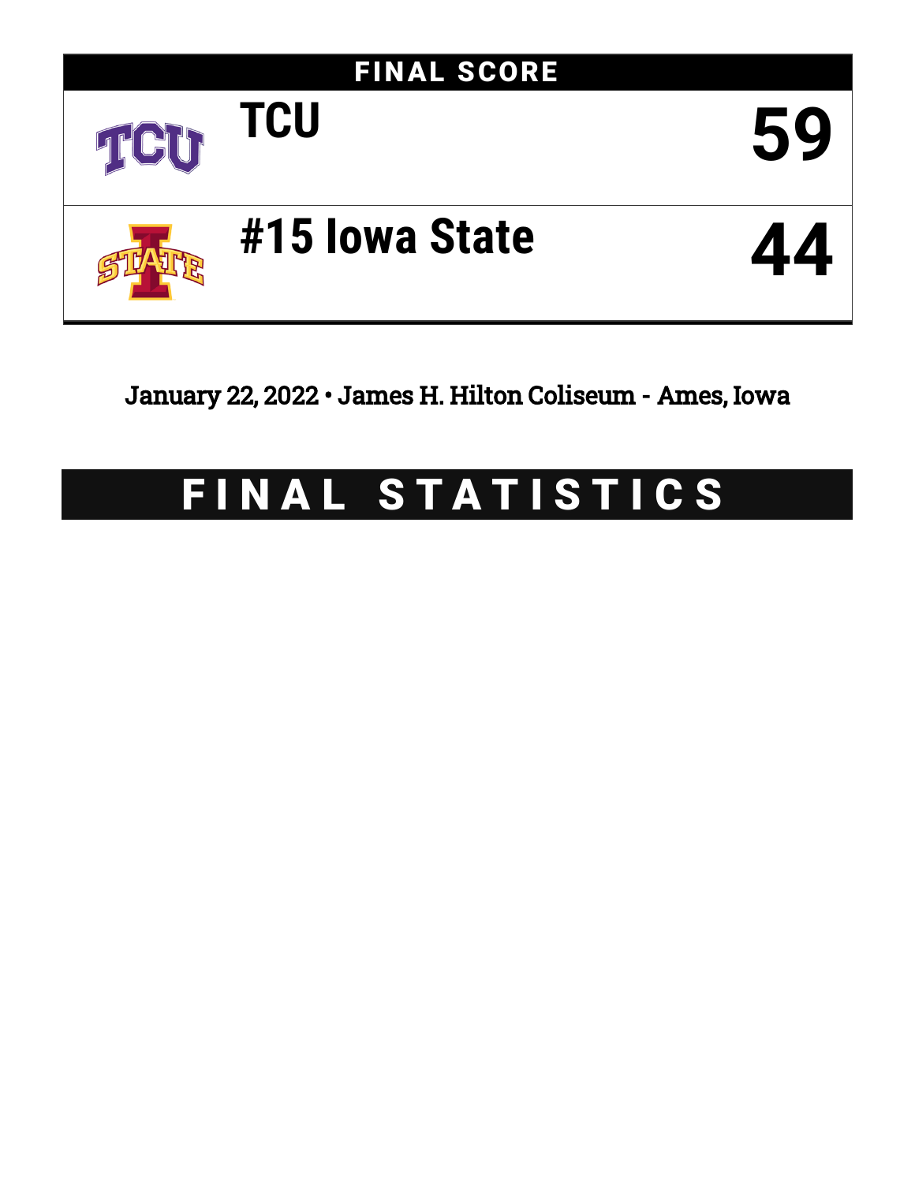## FINAL SCORE

| | |
|---|---|
| TCU | 59 |
| #15 Iowa State | 44 |

January 22, 2022 • James H. Hilton Coliseum - Ames, Iowa

# FINAL STATISTICS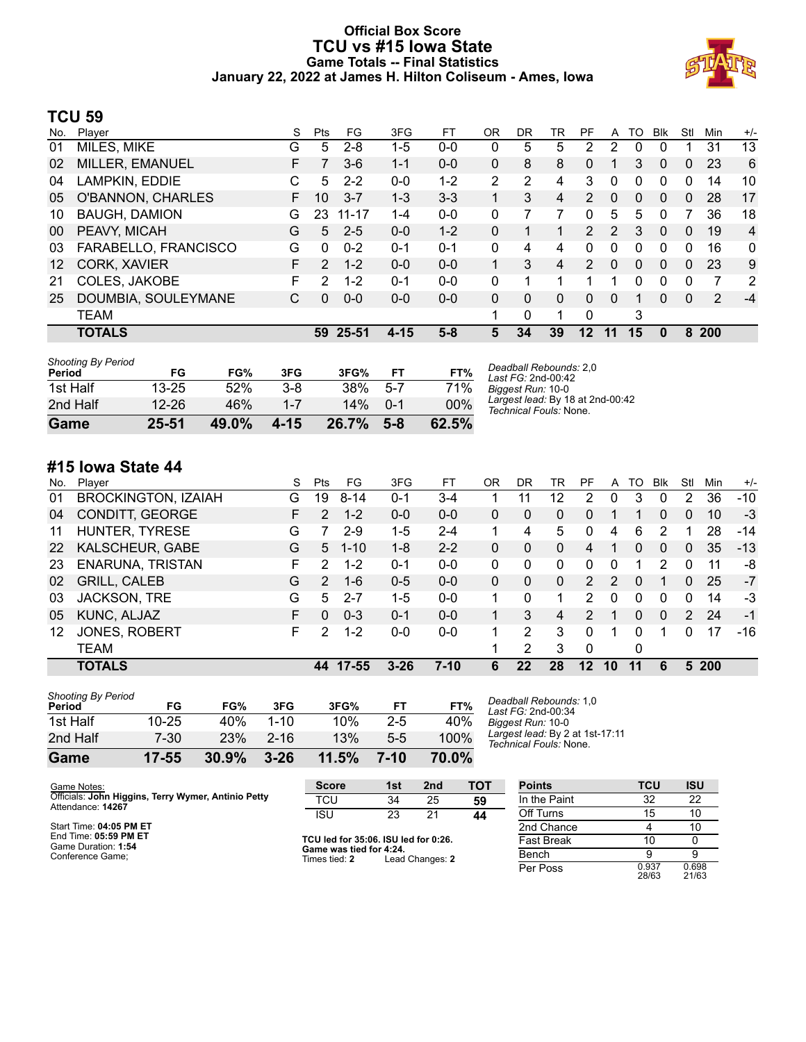# Official Box Score
# TCU vs #15 Iowa State
## Game Totals -- Final Statistics
## January 22, 2022 at James H. Hilton Coliseum - Ames, Iowa

## TCU 59

| No. | Player | S | Pts | FG | 3FG | FT | OR | DR | TR | PF | A | TO | Blk | Stl | Min | +/- |
|---|---|---|---|---|---|---|---|---|---|---|---|---|---|---|---|---|
| 01 | MILES, MIKE | G | 5 | 2-8 | 1-5 | 0-0 | 0 | 5 | 5 | 2 | 2 | 0 | 0 | 1 | 31 | 13 |
| 02 | MILLER, EMANUEL | F | 7 | 3-6 | 1-1 | 0-0 | 0 | 8 | 8 | 0 | 1 | 3 | 0 | 0 | 23 | 6 |
| 04 | LAMPKIN, EDDIE | C | 5 | 2-2 | 0-0 | 1-2 | 2 | 2 | 4 | 3 | 0 | 0 | 0 | 0 | 14 | 10 |
| 05 | O'BANNON, CHARLES | F | 10 | 3-7 | 1-3 | 3-3 | 1 | 3 | 4 | 2 | 0 | 0 | 0 | 0 | 28 | 17 |
| 10 | BAUGH, DAMION | G | 23 | 11-17 | 1-4 | 0-0 | 0 | 7 | 7 | 0 | 5 | 5 | 0 | 7 | 36 | 18 |
| 00 | PEAVY, MICAH | G | 5 | 2-5 | 0-0 | 1-2 | 0 | 1 | 1 | 2 | 2 | 3 | 0 | 0 | 19 | 4 |
| 03 | FARABELLO, FRANCISCO | G | 0 | 0-2 | 0-1 | 0-1 | 0 | 4 | 4 | 0 | 0 | 0 | 0 | 0 | 16 | 0 |
| 12 | CORK, XAVIER | F | 2 | 1-2 | 0-0 | 0-0 | 1 | 3 | 4 | 2 | 0 | 0 | 0 | 0 | 23 | 9 |
| 21 | COLES, JAKOBE | F | 2 | 1-2 | 0-1 | 0-0 | 0 | 1 | 1 | 1 | 1 | 0 | 0 | 0 | 7 | 2 |
| 25 | DOUMBIA, SOULEYMANE | C | 0 | 0-0 | 0-0 | 0-0 | 0 | 0 | 0 | 0 | 0 | 1 | 0 | 0 | 2 | -4 |
| | TEAM | | | | | | 1 | 0 | 1 | 0 | | 3 | | | | |
| | **TOTALS** | | **59** | **25-51** | **4-15** | **5-8** | **5** | **34** | **39** | **12** | **11** | **15** | **0** | **8** | **200** | |

| Shooting By Period Period | FG | FG% | 3FG | 3FG% | FT | FT% |
|---|---|---|---|---|---|---|
| 1st Half | 13-25 | 52% | 3-8 | 38% | 5-7 | 71% |
| 2nd Half | 12-26 | 46% | 1-7 | 14% | 0-1 | 00% |
| **Game** | **25-51** | **49.0%** | **4-15** | **26.7%** | **5-8** | **62.5%** |

*Deadball Rebounds:* 2,0
*Last FG:* 2nd-00:42
*Biggest Run:* 10-0
*Largest lead:* By 18 at 2nd-00:42
*Technical Fouls:* None.

## #15 Iowa State 44

| No. | Player | S | Pts | FG | 3FG | FT | OR | DR | TR | PF | A | TO | Blk | Stl | Min | +/- |
|---|---|---|---|---|---|---|---|---|---|---|---|---|---|---|---|---|
| 01 | BROCKINGTON, IZAIAH | G | 19 | 8-14 | 0-1 | 3-4 | 1 | 11 | 12 | 2 | 0 | 3 | 0 | 2 | 36 | -10 |
| 04 | CONDITT, GEORGE | F | 2 | 1-2 | 0-0 | 0-0 | 0 | 0 | 0 | 0 | 1 | 1 | 0 | 0 | 10 | -3 |
| 11 | HUNTER, TYRESE | G | 7 | 2-9 | 1-5 | 2-4 | 1 | 4 | 5 | 0 | 4 | 6 | 2 | 1 | 28 | -14 |
| 22 | KALSCHEUR, GABE | G | 5 | 1-10 | 1-8 | 2-2 | 0 | 0 | 0 | 4 | 1 | 0 | 0 | 0 | 35 | -13 |
| 23 | ENARUNA, TRISTAN | F | 2 | 1-2 | 0-1 | 0-0 | 0 | 0 | 0 | 0 | 0 | 1 | 2 | 0 | 11 | -8 |
| 02 | GRILL, CALEB | G | 2 | 1-6 | 0-5 | 0-0 | 0 | 0 | 0 | 2 | 2 | 0 | 1 | 0 | 25 | -7 |
| 03 | JACKSON, TRE | G | 5 | 2-7 | 1-5 | 0-0 | 1 | 0 | 1 | 2 | 0 | 0 | 0 | 0 | 14 | -3 |
| 05 | KUNC, ALJAZ | F | 0 | 0-3 | 0-1 | 0-0 | 1 | 3 | 4 | 2 | 1 | 0 | 0 | 2 | 24 | -1 |
| 12 | JONES, ROBERT | F | 2 | 1-2 | 0-0 | 0-0 | 1 | 2 | 3 | 0 | 1 | 0 | 1 | 0 | 17 | -16 |
| | TEAM | | | | | | 1 | 2 | 3 | 0 | | 0 | | | | |
| | **TOTALS** | | **44** | **17-55** | **3-26** | **7-10** | **6** | **22** | **28** | **12** | **10** | **11** | **6** | **5** | **200** | |

| Shooting By Period Period | FG | FG% | 3FG | 3FG% | FT | FT% |
|---|---|---|---|---|---|---|
| 1st Half | 10-25 | 40% | 1-10 | 10% | 2-5 | 40% |
| 2nd Half | 7-30 | 23% | 2-16 | 13% | 5-5 | 100% |
| **Game** | **17-55** | **30.9%** | **3-26** | **11.5%** | **7-10** | **70.0%** |

*Deadball Rebounds:* 1,0
*Last FG:* 2nd-00:34
*Biggest Run:* 10-0
*Largest lead:* By 2 at 1st-17:11
*Technical Fouls:* None.

Game Notes:
Officials: **John Higgins, Terry Wymer, Antinio Petty**
Attendance: **14267**

Start Time: **04:05 PM ET**
End Time: **05:59 PM ET**
Game Duration: **1:54**
Conference Game;

| Score | 1st | 2nd | TOT |
|---|---|---|---|
| TCU | 34 | 25 | **59** |
| ISU | 23 | 21 | **44** |

**TCU led for 35:06. ISU led for 0:26.**
**Game was tied for 4:24.**
Times tied: **2** Lead Changes: **2**

| Points | TCU | ISU |
|---|---|---|
| In the Paint | 32 | 22 |
| Off Turns | 15 | 10 |
| 2nd Chance | 4 | 10 |
| Fast Break | 10 | 0 |
| Bench | 9 | 9 |
| Per Poss | 0.937 28/63 | 0.698 21/63 |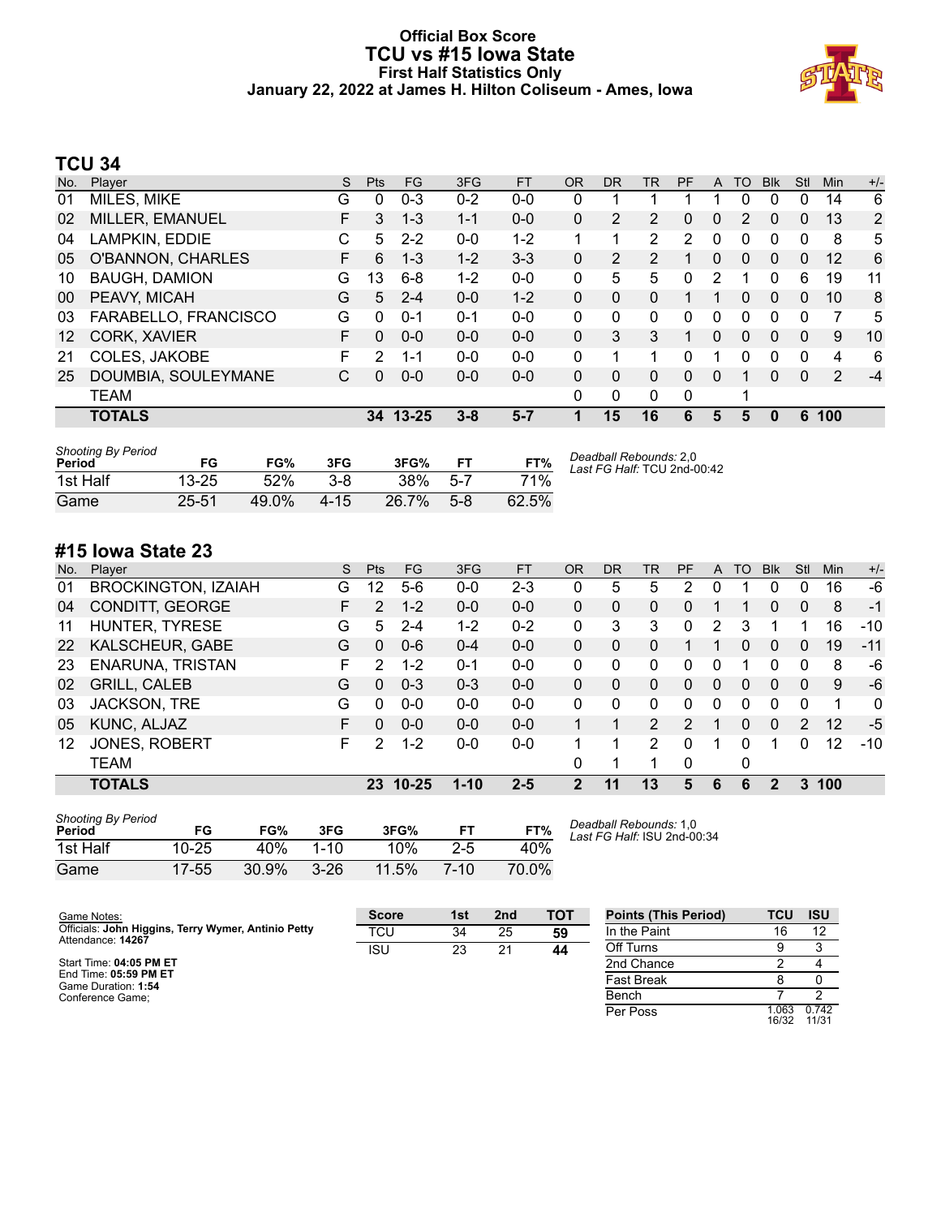# Official Box Score
## TCU vs #15 Iowa State
### First Half Statistics Only
### January 22, 2022 at James H. Hilton Coliseum - Ames, Iowa

## TCU 34

| No. | Player | S | Pts | FG | 3FG | FT | OR | DR | TR | PF | A | TO | Blk | Stl | Min | +/- |
|---|---|---|---|---|---|---|---|---|---|---|---|---|---|---|---|---|
| 01 | MILES, MIKE | G | 0 | 0-3 | 0-2 | 0-0 | 0 | 1 | 1 | 1 | 1 | 0 | 0 | 0 | 14 | 6 |
| 02 | MILLER, EMANUEL | F | 3 | 1-3 | 1-1 | 0-0 | 0 | 2 | 2 | 0 | 0 | 2 | 0 | 0 | 13 | 2 |
| 04 | LAMPKIN, EDDIE | C | 5 | 2-2 | 0-0 | 1-2 | 1 | 1 | 2 | 2 | 0 | 0 | 0 | 0 | 8 | 5 |
| 05 | O'BANNON, CHARLES | F | 6 | 1-3 | 1-2 | 3-3 | 0 | 2 | 2 | 1 | 0 | 0 | 0 | 0 | 12 | 6 |
| 10 | BAUGH, DAMION | G | 13 | 6-8 | 1-2 | 0-0 | 0 | 5 | 5 | 0 | 2 | 1 | 0 | 6 | 19 | 11 |
| 00 | PEAVY, MICAH | G | 5 | 2-4 | 0-0 | 1-2 | 0 | 0 | 0 | 1 | 1 | 0 | 0 | 0 | 10 | 8 |
| 03 | FARABELLO, FRANCISCO | G | 0 | 0-1 | 0-1 | 0-0 | 0 | 0 | 0 | 0 | 0 | 0 | 0 | 0 | 7 | 5 |
| 12 | CORK, XAVIER | F | 0 | 0-0 | 0-0 | 0-0 | 0 | 3 | 3 | 1 | 0 | 0 | 0 | 0 | 9 | 10 |
| 21 | COLES, JAKOBE | F | 2 | 1-1 | 0-0 | 0-0 | 0 | 1 | 1 | 0 | 1 | 0 | 0 | 0 | 4 | 6 |
| 25 | DOUMBIA, SOULEYMANE | C | 0 | 0-0 | 0-0 | 0-0 | 0 | 0 | 0 | 0 | 0 | 1 | 0 | 0 | 2 | -4 |
| | TEAM | | | | | | 0 | 0 | 0 | 0 | | 1 | | | | |
| | **TOTALS** | | **34** | **13-25** | **3-8** | **5-7** | **1** | **15** | **16** | **6** | **5** | **5** | **0** | **6** | **100** | |

*Shooting By Period*

| Period | FG | FG% | 3FG | 3FG% | FT | FT% |
|---|---|---|---|---|---|---|
| 1st Half | 13-25 | 52% | 3-8 | 38% | 5-7 | 71% |
| Game | 25-51 | 49.0% | 4-15 | 26.7% | 5-8 | 62.5% |

*Deadball Rebounds:* 2,0
*Last FG Half:* TCU 2nd-00:42

## #15 Iowa State 23

| No. | Player | S | Pts | FG | 3FG | FT | OR | DR | TR | PF | A | TO | Blk | Stl | Min | +/- |
|---|---|---|---|---|---|---|---|---|---|---|---|---|---|---|---|---|
| 01 | BROCKINGTON, IZAIAH | G | 12 | 5-6 | 0-0 | 2-3 | 0 | 5 | 5 | 2 | 0 | 1 | 0 | 0 | 16 | -6 |
| 04 | CONDITT, GEORGE | F | 2 | 1-2 | 0-0 | 0-0 | 0 | 0 | 0 | 0 | 1 | 1 | 0 | 0 | 8 | -1 |
| 11 | HUNTER, TYRESE | G | 5 | 2-4 | 1-2 | 0-2 | 0 | 3 | 3 | 0 | 2 | 3 | 1 | 1 | 16 | -10 |
| 22 | KALSCHEUR, GABE | G | 0 | 0-6 | 0-4 | 0-0 | 0 | 0 | 0 | 1 | 1 | 0 | 0 | 0 | 19 | -11 |
| 23 | ENARUNA, TRISTAN | F | 2 | 1-2 | 0-1 | 0-0 | 0 | 0 | 0 | 0 | 0 | 1 | 0 | 0 | 8 | -6 |
| 02 | GRILL, CALEB | G | 0 | 0-3 | 0-3 | 0-0 | 0 | 0 | 0 | 0 | 0 | 0 | 0 | 0 | 9 | -6 |
| 03 | JACKSON, TRE | G | 0 | 0-0 | 0-0 | 0-0 | 0 | 0 | 0 | 0 | 0 | 0 | 0 | 0 | 1 | 0 |
| 05 | KUNC, ALJAZ | F | 0 | 0-0 | 0-0 | 0-0 | 1 | 1 | 2 | 2 | 1 | 0 | 0 | 2 | 12 | -5 |
| 12 | JONES, ROBERT | F | 2 | 1-2 | 0-0 | 0-0 | 1 | 1 | 2 | 0 | 1 | 0 | 1 | 0 | 12 | -10 |
| | TEAM | | | | | | 0 | 1 | 1 | 0 | | 0 | | | | |
| | **TOTALS** | | **23** | **10-25** | **1-10** | **2-5** | **2** | **11** | **13** | **5** | **6** | **6** | **2** | **3** | **100** | |

*Shooting By Period*

| Period | FG | FG% | 3FG | 3FG% | FT | FT% |
|---|---|---|---|---|---|---|
| 1st Half | 10-25 | 40% | 1-10 | 10% | 2-5 | 40% |
| Game | 17-55 | 30.9% | 3-26 | 11.5% | 7-10 | 70.0% |

*Deadball Rebounds:* 1,0
*Last FG Half:* ISU 2nd-00:34

Game Notes:
Officials: **John Higgins, Terry Wymer, Antinio Petty**
Attendance: **14267**

Start Time: **04:05 PM ET**
End Time: **05:59 PM ET**
Game Duration: **1:54**
Conference Game;

| Score | 1st | 2nd | TOT |
|---|---|---|---|
| TCU | 34 | 25 | **59** |
| ISU | 23 | 21 | **44** |

| Points (This Period) | TCU | ISU |
|---|---|---|
| In the Paint | 16 | 12 |
| Off Turns | 9 | 3 |
| 2nd Chance | 2 | 4 |
| Fast Break | 8 | 0 |
| Bench | 7 | 2 |
| Per Poss | 1.063 16/32 | 0.742 11/31 |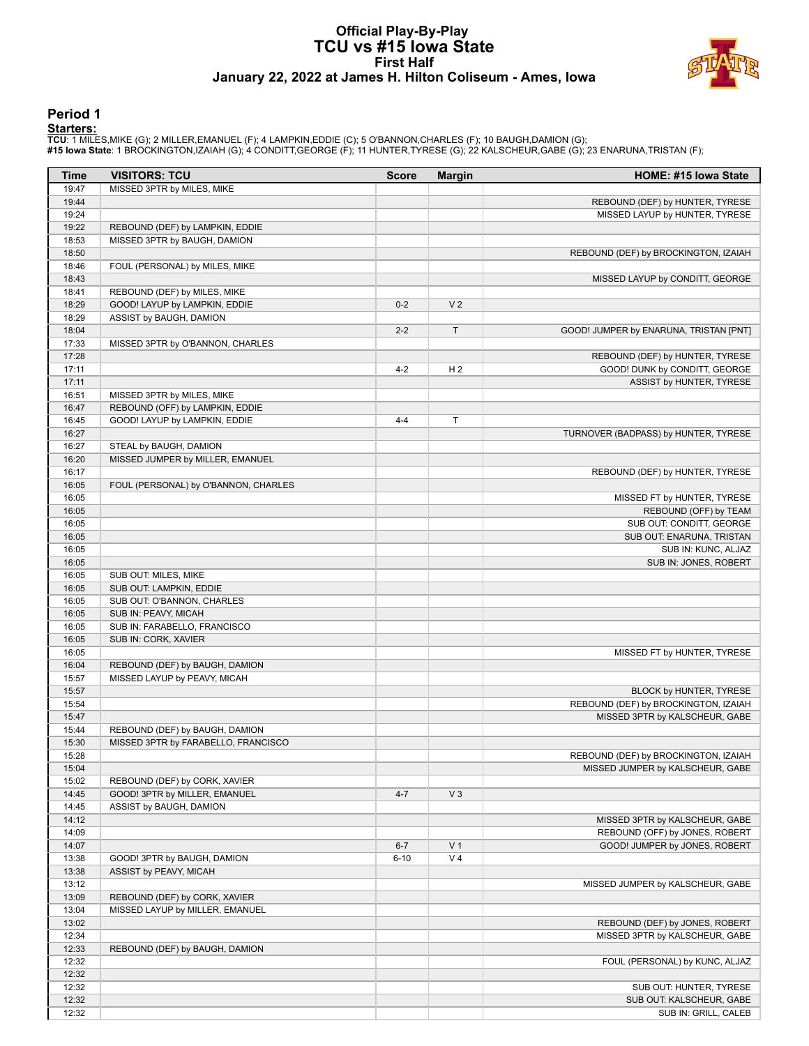# Official Play-By-Play
## TCU vs #15 Iowa State
### First Half
### January 22, 2022 at James H. Hilton Coliseum - Ames, Iowa

## Period 1

**Starters:**

**TCU**: 1 MILES,MIKE (G); 2 MILLER,EMANUEL (F); 4 LAMPKIN,EDDIE (C); 5 O'BANNON,CHARLES (F); 10 BAUGH,DAMION (G);
**#15 Iowa State**: 1 BROCKINGTON,IZAIAH (G); 4 CONDITT,GEORGE (F); 11 HUNTER,TYRESE (G); 22 KALSCHEUR,GABE (G); 23 ENARUNA,TRISTAN (F);

| Time | VISITORS: TCU | Score | Margin | HOME: #15 Iowa State |
|---|---|---|---|---|
| 19:47 | MISSED 3PTR by MILES, MIKE | | | |
| 19:44 | | | | REBOUND (DEF) by HUNTER, TYRESE |
| 19:24 | | | | MISSED LAYUP by HUNTER, TYRESE |
| 19:22 | REBOUND (DEF) by LAMPKIN, EDDIE | | | |
| 18:53 | MISSED 3PTR by BAUGH, DAMION | | | |
| 18:50 | | | | REBOUND (DEF) by BROCKINGTON, IZAIAH |
| 18:46 | FOUL (PERSONAL) by MILES, MIKE | | | |
| 18:43 | | | | MISSED LAYUP by CONDITT, GEORGE |
| 18:41 | REBOUND (DEF) by MILES, MIKE | | | |
| 18:29 | GOOD! LAYUP by LAMPKIN, EDDIE | 0-2 | V 2 | |
| 18:29 | ASSIST by BAUGH, DAMION | | | |
| 18:04 | | 2-2 | T | GOOD! JUMPER by ENARUNA, TRISTAN [PNT] |
| 17:33 | MISSED 3PTR by O'BANNON, CHARLES | | | |
| 17:28 | | | | REBOUND (DEF) by HUNTER, TYRESE |
| 17:11 | | 4-2 | H 2 | GOOD! DUNK by CONDITT, GEORGE |
| 17:11 | | | | ASSIST by HUNTER, TYRESE |
| 16:51 | MISSED 3PTR by MILES, MIKE | | | |
| 16:47 | REBOUND (OFF) by LAMPKIN, EDDIE | | | |
| 16:45 | GOOD! LAYUP by LAMPKIN, EDDIE | 4-4 | T | |
| 16:27 | | | | TURNOVER (BADPASS) by HUNTER, TYRESE |
| 16:27 | STEAL by BAUGH, DAMION | | | |
| 16:20 | MISSED JUMPER by MILLER, EMANUEL | | | |
| 16:17 | | | | REBOUND (DEF) by HUNTER, TYRESE |
| 16:05 | FOUL (PERSONAL) by O'BANNON, CHARLES | | | |
| 16:05 | | | | MISSED FT by HUNTER, TYRESE |
| 16:05 | | | | REBOUND (OFF) by TEAM |
| 16:05 | | | | SUB OUT: CONDITT, GEORGE |
| 16:05 | | | | SUB OUT: ENARUNA, TRISTAN |
| 16:05 | | | | SUB IN: KUNC, ALJAZ |
| 16:05 | | | | SUB IN: JONES, ROBERT |
| 16:05 | SUB OUT: MILES, MIKE | | | |
| 16:05 | SUB OUT: LAMPKIN, EDDIE | | | |
| 16:05 | SUB OUT: O'BANNON, CHARLES | | | |
| 16:05 | SUB IN: PEAVY, MICAH | | | |
| 16:05 | SUB IN: FARABELLO, FRANCISCO | | | |
| 16:05 | SUB IN: CORK, XAVIER | | | |
| 16:05 | | | | MISSED FT by HUNTER, TYRESE |
| 16:04 | REBOUND (DEF) by BAUGH, DAMION | | | |
| 15:57 | MISSED LAYUP by PEAVY, MICAH | | | |
| 15:57 | | | | BLOCK by HUNTER, TYRESE |
| 15:54 | | | | REBOUND (DEF) by BROCKINGTON, IZAIAH |
| 15:47 | | | | MISSED 3PTR by KALSCHEUR, GABE |
| 15:44 | REBOUND (DEF) by BAUGH, DAMION | | | |
| 15:30 | MISSED 3PTR by FARABELLO, FRANCISCO | | | |
| 15:28 | | | | REBOUND (DEF) by BROCKINGTON, IZAIAH |
| 15:04 | | | | MISSED JUMPER by KALSCHEUR, GABE |
| 15:02 | REBOUND (DEF) by CORK, XAVIER | | | |
| 14:45 | GOOD! 3PTR by MILLER, EMANUEL | 4-7 | V 3 | |
| 14:45 | ASSIST by BAUGH, DAMION | | | |
| 14:12 | | | | MISSED 3PTR by KALSCHEUR, GABE |
| 14:09 | | | | REBOUND (OFF) by JONES, ROBERT |
| 14:07 | | 6-7 | V 1 | GOOD! JUMPER by JONES, ROBERT |
| 13:38 | GOOD! 3PTR by BAUGH, DAMION | 6-10 | V 4 | |
| 13:38 | ASSIST by PEAVY, MICAH | | | |
| 13:12 | | | | MISSED JUMPER by KALSCHEUR, GABE |
| 13:09 | REBOUND (DEF) by CORK, XAVIER | | | |
| 13:04 | MISSED LAYUP by MILLER, EMANUEL | | | |
| 13:02 | | | | REBOUND (DEF) by JONES, ROBERT |
| 12:34 | | | | MISSED 3PTR by KALSCHEUR, GABE |
| 12:33 | REBOUND (DEF) by BAUGH, DAMION | | | |
| 12:32 | | | | FOUL (PERSONAL) by KUNC, ALJAZ |
| 12:32 | | | | |
| 12:32 | | | | SUB OUT: HUNTER, TYRESE |
| 12:32 | | | | SUB OUT: KALSCHEUR, GABE |
| 12:32 | | | | SUB IN: GRILL, CALEB |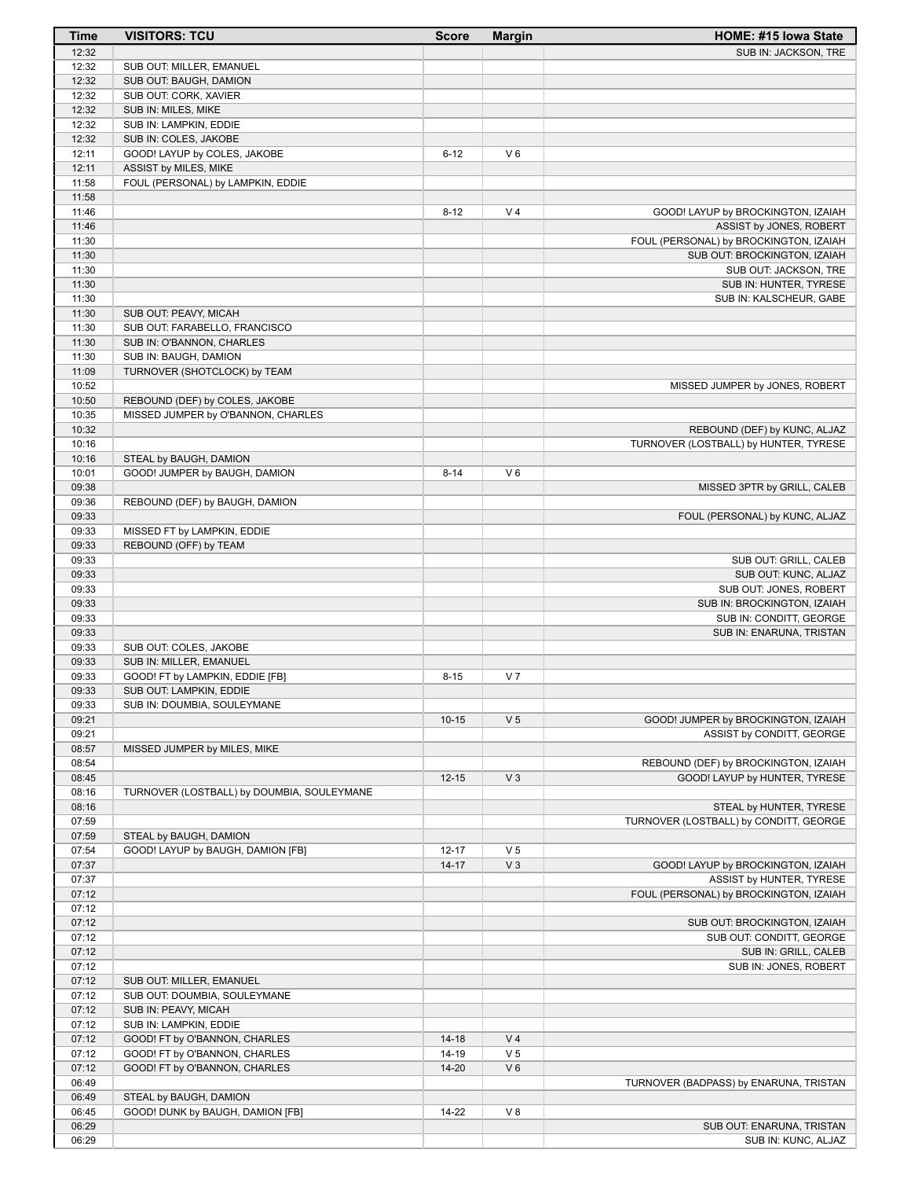| Time | VISITORS: TCU | Score | Margin | HOME: #15 Iowa State |
|---|---|---|---|---|
| 12:32 | | | | SUB IN: JACKSON, TRE |
| 12:32 | SUB OUT: MILLER, EMANUEL | | | |
| 12:32 | SUB OUT: BAUGH, DAMION | | | |
| 12:32 | SUB OUT: CORK, XAVIER | | | |
| 12:32 | SUB IN: MILES, MIKE | | | |
| 12:32 | SUB IN: LAMPKIN, EDDIE | | | |
| 12:32 | SUB IN: COLES, JAKOBE | | | |
| 12:11 | GOOD! LAYUP by COLES, JAKOBE | 6-12 | V 6 | |
| 12:11 | ASSIST by MILES, MIKE | | | |
| 11:58 | FOUL (PERSONAL) by LAMPKIN, EDDIE | | | |
| 11:58 | | | | |
| 11:46 | | 8-12 | V 4 | GOOD! LAYUP by BROCKINGTON, IZAIAH |
| 11:46 | | | | ASSIST by JONES, ROBERT |
| 11:30 | | | | FOUL (PERSONAL) by BROCKINGTON, IZAIAH |
| 11:30 | | | | SUB OUT: BROCKINGTON, IZAIAH |
| 11:30 | | | | SUB OUT: JACKSON, TRE |
| 11:30 | | | | SUB IN: HUNTER, TYRESE |
| 11:30 | | | | SUB IN: KALSCHEUR, GABE |
| 11:30 | SUB OUT: PEAVY, MICAH | | | |
| 11:30 | SUB OUT: FARABELLO, FRANCISCO | | | |
| 11:30 | SUB IN: O'BANNON, CHARLES | | | |
| 11:30 | SUB IN: BAUGH, DAMION | | | |
| 11:09 | TURNOVER (SHOTCLOCK) by TEAM | | | |
| 10:52 | | | | MISSED JUMPER by JONES, ROBERT |
| 10:50 | REBOUND (DEF) by COLES, JAKOBE | | | |
| 10:35 | MISSED JUMPER by O'BANNON, CHARLES | | | |
| 10:32 | | | | REBOUND (DEF) by KUNC, ALJAZ |
| 10:16 | | | | TURNOVER (LOSTBALL) by HUNTER, TYRESE |
| 10:16 | STEAL by BAUGH, DAMION | | | |
| 10:01 | GOOD! JUMPER by BAUGH, DAMION | 8-14 | V 6 | |
| 09:38 | | | | MISSED 3PTR by GRILL, CALEB |
| 09:36 | REBOUND (DEF) by BAUGH, DAMION | | | |
| 09:33 | | | | FOUL (PERSONAL) by KUNC, ALJAZ |
| 09:33 | MISSED FT by LAMPKIN, EDDIE | | | |
| 09:33 | REBOUND (OFF) by TEAM | | | |
| 09:33 | | | | SUB OUT: GRILL, CALEB |
| 09:33 | | | | SUB OUT: KUNC, ALJAZ |
| 09:33 | | | | SUB OUT: JONES, ROBERT |
| 09:33 | | | | SUB IN: BROCKINGTON, IZAIAH |
| 09:33 | | | | SUB IN: CONDITT, GEORGE |
| 09:33 | | | | SUB IN: ENARUNA, TRISTAN |
| 09:33 | SUB OUT: COLES, JAKOBE | | | |
| 09:33 | SUB IN: MILLER, EMANUEL | | | |
| 09:33 | GOOD! FT by LAMPKIN, EDDIE [FB] | 8-15 | V 7 | |
| 09:33 | SUB OUT: LAMPKIN, EDDIE | | | |
| 09:33 | SUB IN: DOUMBIA, SOULEYMANE | | | |
| 09:21 | | 10-15 | V 5 | GOOD! JUMPER by BROCKINGTON, IZAIAH |
| 09:21 | | | | ASSIST by CONDITT, GEORGE |
| 08:57 | MISSED JUMPER by MILES, MIKE | | | |
| 08:54 | | | | REBOUND (DEF) by BROCKINGTON, IZAIAH |
| 08:45 | | 12-15 | V 3 | GOOD! LAYUP by HUNTER, TYRESE |
| 08:16 | TURNOVER (LOSTBALL) by DOUMBIA, SOULEYMANE | | | |
| 08:16 | | | | STEAL by HUNTER, TYRESE |
| 07:59 | | | | TURNOVER (LOSTBALL) by CONDITT, GEORGE |
| 07:59 | STEAL by BAUGH, DAMION | | | |
| 07:54 | GOOD! LAYUP by BAUGH, DAMION [FB] | 12-17 | V 5 | |
| 07:37 | | 14-17 | V 3 | GOOD! LAYUP by BROCKINGTON, IZAIAH |
| 07:37 | | | | ASSIST by HUNTER, TYRESE |
| 07:12 | | | | FOUL (PERSONAL) by BROCKINGTON, IZAIAH |
| 07:12 | | | | |
| 07:12 | | | | SUB OUT: BROCKINGTON, IZAIAH |
| 07:12 | | | | SUB OUT: CONDITT, GEORGE |
| 07:12 | | | | SUB IN: GRILL, CALEB |
| 07:12 | | | | SUB IN: JONES, ROBERT |
| 07:12 | SUB OUT: MILLER, EMANUEL | | | |
| 07:12 | SUB OUT: DOUMBIA, SOULEYMANE | | | |
| 07:12 | SUB IN: PEAVY, MICAH | | | |
| 07:12 | SUB IN: LAMPKIN, EDDIE | | | |
| 07:12 | GOOD! FT by O'BANNON, CHARLES | 14-18 | V 4 | |
| 07:12 | GOOD! FT by O'BANNON, CHARLES | 14-19 | V 5 | |
| 07:12 | GOOD! FT by O'BANNON, CHARLES | 14-20 | V 6 | |
| 06:49 | | | | TURNOVER (BADPASS) by ENARUNA, TRISTAN |
| 06:49 | STEAL by BAUGH, DAMION | | | |
| 06:45 | GOOD! DUNK by BAUGH, DAMION [FB] | 14-22 | V 8 | |
| 06:29 | | | | SUB OUT: ENARUNA, TRISTAN |
| 06:29 | | | | SUB IN: KUNC, ALJAZ |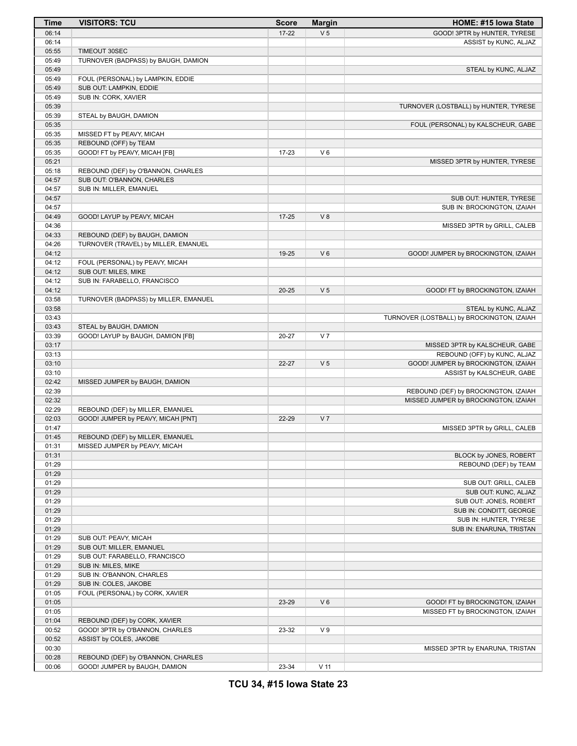| Time | VISITORS: TCU | Score | Margin | HOME: #15 Iowa State |
|---|---|---|---|---|
| 06:14 | | 17-22 | V 5 | GOOD! 3PTR by HUNTER, TYRESE |
| 06:14 | | | | ASSIST by KUNC, ALJAZ |
| 05:55 | TIMEOUT 30SEC | | | |
| 05:49 | TURNOVER (BADPASS) by BAUGH, DAMION | | | |
| 05:49 | | | | STEAL by KUNC, ALJAZ |
| 05:49 | FOUL (PERSONAL) by LAMPKIN, EDDIE | | | |
| 05:49 | SUB OUT: LAMPKIN, EDDIE | | | |
| 05:49 | SUB IN: CORK, XAVIER | | | |
| 05:39 | | | | TURNOVER (LOSTBALL) by HUNTER, TYRESE |
| 05:39 | STEAL by BAUGH, DAMION | | | |
| 05:35 | | | | FOUL (PERSONAL) by KALSCHEUR, GABE |
| 05:35 | MISSED FT by PEAVY, MICAH | | | |
| 05:35 | REBOUND (OFF) by TEAM | | | |
| 05:35 | GOOD! FT by PEAVY, MICAH [FB] | 17-23 | V 6 | |
| 05:21 | | | | MISSED 3PTR by HUNTER, TYRESE |
| 05:18 | REBOUND (DEF) by O'BANNON, CHARLES | | | |
| 04:57 | SUB OUT: O'BANNON, CHARLES | | | |
| 04:57 | SUB IN: MILLER, EMANUEL | | | |
| 04:57 | | | | SUB OUT: HUNTER, TYRESE |
| 04:57 | | | | SUB IN: BROCKINGTON, IZAIAH |
| 04:49 | GOOD! LAYUP by PEAVY, MICAH | 17-25 | V 8 | |
| 04:36 | | | | MISSED 3PTR by GRILL, CALEB |
| 04:33 | REBOUND (DEF) by BAUGH, DAMION | | | |
| 04:26 | TURNOVER (TRAVEL) by MILLER, EMANUEL | | | |
| 04:12 | | 19-25 | V 6 | GOOD! JUMPER by BROCKINGTON, IZAIAH |
| 04:12 | FOUL (PERSONAL) by PEAVY, MICAH | | | |
| 04:12 | SUB OUT: MILES, MIKE | | | |
| 04:12 | SUB IN: FARABELLO, FRANCISCO | | | |
| 04:12 | | 20-25 | V 5 | GOOD! FT by BROCKINGTON, IZAIAH |
| 03:58 | TURNOVER (BADPASS) by MILLER, EMANUEL | | | |
| 03:58 | | | | STEAL by KUNC, ALJAZ |
| 03:43 | | | | TURNOVER (LOSTBALL) by BROCKINGTON, IZAIAH |
| 03:43 | STEAL by BAUGH, DAMION | | | |
| 03:39 | GOOD! LAYUP by BAUGH, DAMION [FB] | 20-27 | V 7 | |
| 03:17 | | | | MISSED 3PTR by KALSCHEUR, GABE |
| 03:13 | | | | REBOUND (OFF) by KUNC, ALJAZ |
| 03:10 | | 22-27 | V 5 | GOOD! JUMPER by BROCKINGTON, IZAIAH |
| 03:10 | | | | ASSIST by KALSCHEUR, GABE |
| 02:42 | MISSED JUMPER by BAUGH, DAMION | | | |
| 02:39 | | | | REBOUND (DEF) by BROCKINGTON, IZAIAH |
| 02:32 | | | | MISSED JUMPER by BROCKINGTON, IZAIAH |
| 02:29 | REBOUND (DEF) by MILLER, EMANUEL | | | |
| 02:03 | GOOD! JUMPER by PEAVY, MICAH [PNT] | 22-29 | V 7 | |
| 01:47 | | | | MISSED 3PTR by GRILL, CALEB |
| 01:45 | REBOUND (DEF) by MILLER, EMANUEL | | | |
| 01:31 | MISSED JUMPER by PEAVY, MICAH | | | |
| 01:31 | | | | BLOCK by JONES, ROBERT |
| 01:29 | | | | REBOUND (DEF) by TEAM |
| 01:29 | | | | |
| 01:29 | | | | SUB OUT: GRILL, CALEB |
| 01:29 | | | | SUB OUT: KUNC, ALJAZ |
| 01:29 | | | | SUB OUT: JONES, ROBERT |
| 01:29 | | | | SUB IN: CONDITT, GEORGE |
| 01:29 | | | | SUB IN: HUNTER, TYRESE |
| 01:29 | | | | SUB IN: ENARUNA, TRISTAN |
| 01:29 | SUB OUT: PEAVY, MICAH | | | |
| 01:29 | SUB OUT: MILLER, EMANUEL | | | |
| 01:29 | SUB OUT: FARABELLO, FRANCISCO | | | |
| 01:29 | SUB IN: MILES, MIKE | | | |
| 01:29 | SUB IN: O'BANNON, CHARLES | | | |
| 01:29 | SUB IN: COLES, JAKOBE | | | |
| 01:05 | FOUL (PERSONAL) by CORK, XAVIER | | | |
| 01:05 | | 23-29 | V 6 | GOOD! FT by BROCKINGTON, IZAIAH |
| 01:05 | | | | MISSED FT by BROCKINGTON, IZAIAH |
| 01:04 | REBOUND (DEF) by CORK, XAVIER | | | |
| 00:52 | GOOD! 3PTR by O'BANNON, CHARLES | 23-32 | V 9 | |
| 00:52 | ASSIST by COLES, JAKOBE | | | |
| 00:30 | | | | MISSED 3PTR by ENARUNA, TRISTAN |
| 00:28 | REBOUND (DEF) by O'BANNON, CHARLES | | | |
| 00:06 | GOOD! JUMPER by BAUGH, DAMION | 23-34 | V 11 | |

**TCU 34, #15 Iowa State 23**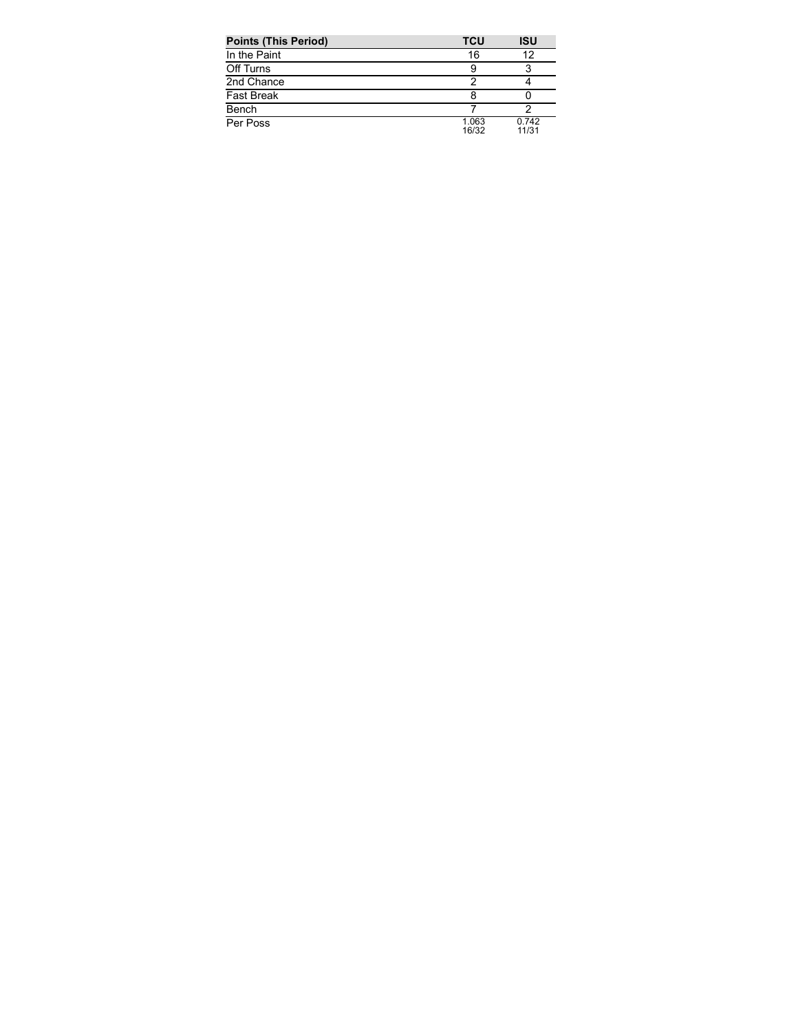| Points (This Period) | TCU | ISU |
| --- | --- | --- |
| In the Paint | 16 | 12 |
| Off Turns | 9 | 3 |
| 2nd Chance | 2 | 4 |
| Fast Break | 8 | 0 |
| Bench | 7 | 2 |
| Per Poss | 1.063 16/32 | 0.742 11/31 |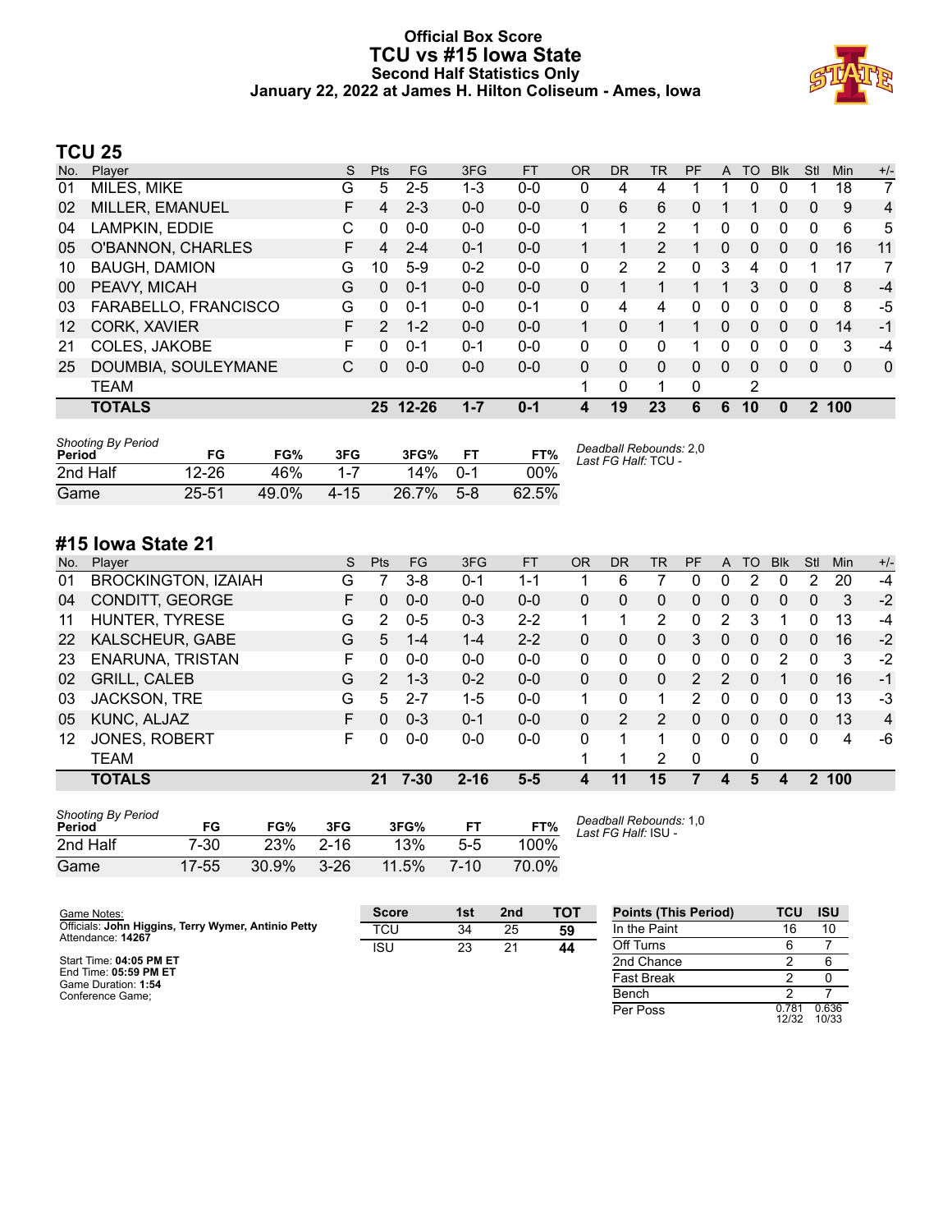# Official Box Score
# TCU vs #15 Iowa State
## Second Half Statistics Only
### January 22, 2022 at James H. Hilton Coliseum - Ames, Iowa

## TCU 25

| No. | Player | S | Pts | FG | 3FG | FT | OR | DR | TR | PF | A | TO | Blk | Stl | Min | +/- |
|---|---|---|---|---|---|---|---|---|---|---|---|---|---|---|---|---|
| 01 | MILES, MIKE | G | 5 | 2-5 | 1-3 | 0-0 | 0 | 4 | 4 | 1 | 1 | 0 | 0 | 1 | 18 | 7 |
| 02 | MILLER, EMANUEL | F | 4 | 2-3 | 0-0 | 0-0 | 0 | 6 | 6 | 0 | 1 | 1 | 0 | 0 | 9 | 4 |
| 04 | LAMPKIN, EDDIE | C | 0 | 0-0 | 0-0 | 0-0 | 1 | 1 | 2 | 1 | 0 | 0 | 0 | 0 | 6 | 5 |
| 05 | O'BANNON, CHARLES | F | 4 | 2-4 | 0-1 | 0-0 | 1 | 1 | 2 | 1 | 0 | 0 | 0 | 0 | 16 | 11 |
| 10 | BAUGH, DAMION | G | 10 | 5-9 | 0-2 | 0-0 | 0 | 2 | 2 | 0 | 3 | 4 | 0 | 1 | 17 | 7 |
| 00 | PEAVY, MICAH | G | 0 | 0-1 | 0-0 | 0-0 | 0 | 1 | 1 | 1 | 1 | 3 | 0 | 0 | 8 | -4 |
| 03 | FARABELLO, FRANCISCO | G | 0 | 0-1 | 0-0 | 0-1 | 0 | 4 | 4 | 0 | 0 | 0 | 0 | 0 | 8 | -5 |
| 12 | CORK, XAVIER | F | 2 | 1-2 | 0-0 | 0-0 | 1 | 0 | 1 | 1 | 0 | 0 | 0 | 0 | 14 | -1 |
| 21 | COLES, JAKOBE | F | 0 | 0-1 | 0-1 | 0-0 | 0 | 0 | 0 | 1 | 0 | 0 | 0 | 0 | 3 | -4 |
| 25 | DOUMBIA, SOULEYMANE | C | 0 | 0-0 | 0-0 | 0-0 | 0 | 0 | 0 | 0 | 0 | 0 | 0 | 0 | 0 | 0 |
| | TEAM | | | | | | 1 | 0 | 1 | 0 | | 2 | | | | |
| | **TOTALS** | | **25** | **12-26** | **1-7** | **0-1** | **4** | **19** | **23** | **6** | **6** | **10** | **0** | **2** | **100** | |

*Shooting By Period*

| Period | FG | FG% | 3FG | 3FG% | FT | FT% |
|---|---|---|---|---|---|---|
| 2nd Half | 12-26 | 46% | 1-7 | 14% | 0-1 | 00% |
| Game | 25-51 | 49.0% | 4-15 | 26.7% | 5-8 | 62.5% |

*Deadball Rebounds:* 2,0
*Last FG Half:* TCU -

## #15 Iowa State 21

| No. | Player | S | Pts | FG | 3FG | FT | OR | DR | TR | PF | A | TO | Blk | Stl | Min | +/- |
|---|---|---|---|---|---|---|---|---|---|---|---|---|---|---|---|---|
| 01 | BROCKINGTON, IZAIAH | G | 7 | 3-8 | 0-1 | 1-1 | 1 | 6 | 7 | 0 | 0 | 2 | 0 | 2 | 20 | -4 |
| 04 | CONDITT, GEORGE | F | 0 | 0-0 | 0-0 | 0-0 | 0 | 0 | 0 | 0 | 0 | 0 | 0 | 0 | 3 | -2 |
| 11 | HUNTER, TYRESE | G | 2 | 0-5 | 0-3 | 2-2 | 1 | 1 | 2 | 0 | 2 | 3 | 1 | 0 | 13 | -4 |
| 22 | KALSCHEUR, GABE | G | 5 | 1-4 | 1-4 | 2-2 | 0 | 0 | 0 | 3 | 0 | 0 | 0 | 0 | 16 | -2 |
| 23 | ENARUNA, TRISTAN | F | 0 | 0-0 | 0-0 | 0-0 | 0 | 0 | 0 | 0 | 0 | 0 | 2 | 0 | 3 | -2 |
| 02 | GRILL, CALEB | G | 2 | 1-3 | 0-2 | 0-0 | 0 | 0 | 0 | 2 | 2 | 0 | 1 | 0 | 16 | -1 |
| 03 | JACKSON, TRE | G | 5 | 2-7 | 1-5 | 0-0 | 1 | 0 | 1 | 2 | 0 | 0 | 0 | 0 | 13 | -3 |
| 05 | KUNC, ALJAZ | F | 0 | 0-3 | 0-1 | 0-0 | 0 | 2 | 2 | 0 | 0 | 0 | 0 | 0 | 13 | 4 |
| 12 | JONES, ROBERT | F | 0 | 0-0 | 0-0 | 0-0 | 0 | 1 | 1 | 0 | 0 | 0 | 0 | 0 | 4 | -6 |
| | TEAM | | | | | | 1 | 1 | 2 | 0 | | 0 | | | | |
| | **TOTALS** | | **21** | **7-30** | **2-16** | **5-5** | **4** | **11** | **15** | **7** | **4** | **5** | **4** | **2** | **100** | |

*Shooting By Period*

| Period | FG | FG% | 3FG | 3FG% | FT | FT% |
|---|---|---|---|---|---|---|
| 2nd Half | 7-30 | 23% | 2-16 | 13% | 5-5 | 100% |
| Game | 17-55 | 30.9% | 3-26 | 11.5% | 7-10 | 70.0% |

*Deadball Rebounds:* 1,0
*Last FG Half:* ISU -

Game Notes:
Officials: **John Higgins, Terry Wymer, Antinio Petty**
Attendance: **14267**

Start Time: **04:05 PM ET**
End Time: **05:59 PM ET**
Game Duration: **1:54**
Conference Game;

| Score | 1st | 2nd | TOT |
|---|---|---|---|
| TCU | 34 | 25 | **59** |
| ISU | 23 | 21 | **44** |

| Points (This Period) | TCU | ISU |
|---|---|---|
| In the Paint | 16 | 10 |
| Off Turns | 6 | 7 |
| 2nd Chance | 2 | 6 |
| Fast Break | 2 | 0 |
| Bench | 2 | 7 |
| Per Poss | 0.781 12/32 | 0.636 10/33 |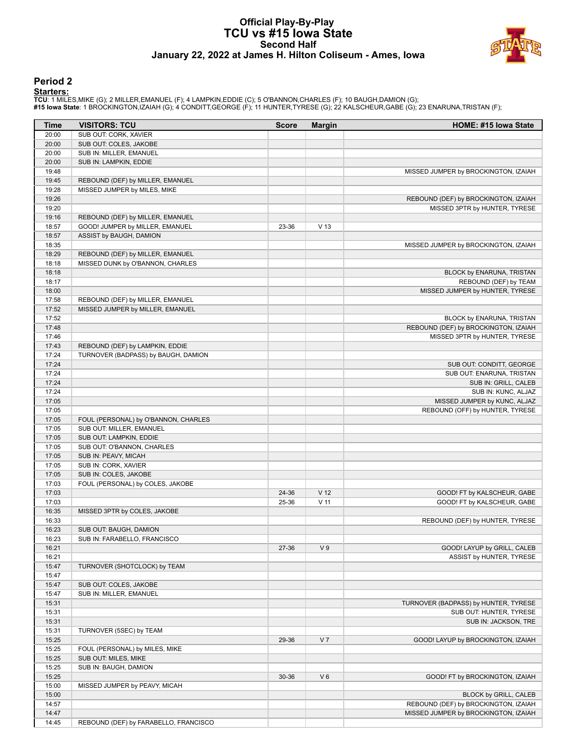# Official Play-By-Play
# TCU vs #15 Iowa State
## Second Half
### January 22, 2022 at James H. Hilton Coliseum - Ames, Iowa

## Period 2

**Starters:**

**TCU**: 1 MILES,MIKE (G); 2 MILLER,EMANUEL (F); 4 LAMPKIN,EDDIE (C); 5 O'BANNON,CHARLES (F); 10 BAUGH,DAMION (G);
**#15 Iowa State**: 1 BROCKINGTON,IZAIAH (G); 4 CONDITT,GEORGE (F); 11 HUNTER,TYRESE (G); 22 KALSCHEUR,GABE (G); 23 ENARUNA,TRISTAN (F);

| Time | VISITORS: TCU | Score | Margin | HOME: #15 Iowa State |
|---|---|---|---|---|
| 20:00 | SUB OUT: CORK, XAVIER | | | |
| 20:00 | SUB OUT: COLES, JAKOBE | | | |
| 20:00 | SUB IN: MILLER, EMANUEL | | | |
| 20:00 | SUB IN: LAMPKIN, EDDIE | | | |
| 19:48 | | | | MISSED JUMPER by BROCKINGTON, IZAIAH |
| 19:45 | REBOUND (DEF) by MILLER, EMANUEL | | | |
| 19:28 | MISSED JUMPER by MILES, MIKE | | | |
| 19:26 | | | | REBOUND (DEF) by BROCKINGTON, IZAIAH |
| 19:20 | | | | MISSED 3PTR by HUNTER, TYRESE |
| 19:16 | REBOUND (DEF) by MILLER, EMANUEL | | | |
| 18:57 | GOOD! JUMPER by MILLER, EMANUEL | 23-36 | V 13 | |
| 18:57 | ASSIST by BAUGH, DAMION | | | |
| 18:35 | | | | MISSED JUMPER by BROCKINGTON, IZAIAH |
| 18:29 | REBOUND (DEF) by MILLER, EMANUEL | | | |
| 18:18 | MISSED DUNK by O'BANNON, CHARLES | | | |
| 18:18 | | | | BLOCK by ENARUNA, TRISTAN |
| 18:17 | | | | REBOUND (DEF) by TEAM |
| 18:00 | | | | MISSED JUMPER by HUNTER, TYRESE |
| 17:58 | REBOUND (DEF) by MILLER, EMANUEL | | | |
| 17:52 | MISSED JUMPER by MILLER, EMANUEL | | | |
| 17:52 | | | | BLOCK by ENARUNA, TRISTAN |
| 17:48 | | | | REBOUND (DEF) by BROCKINGTON, IZAIAH |
| 17:46 | | | | MISSED 3PTR by HUNTER, TYRESE |
| 17:43 | REBOUND (DEF) by LAMPKIN, EDDIE | | | |
| 17:24 | TURNOVER (BADPASS) by BAUGH, DAMION | | | |
| 17:24 | | | | SUB OUT: CONDITT, GEORGE |
| 17:24 | | | | SUB OUT: ENARUNA, TRISTAN |
| 17:24 | | | | SUB IN: GRILL, CALEB |
| 17:24 | | | | SUB IN: KUNC, ALJAZ |
| 17:05 | | | | MISSED JUMPER by KUNC, ALJAZ |
| 17:05 | | | | REBOUND (OFF) by HUNTER, TYRESE |
| 17:05 | FOUL (PERSONAL) by O'BANNON, CHARLES | | | |
| 17:05 | SUB OUT: MILLER, EMANUEL | | | |
| 17:05 | SUB OUT: LAMPKIN, EDDIE | | | |
| 17:05 | SUB OUT: O'BANNON, CHARLES | | | |
| 17:05 | SUB IN: PEAVY, MICAH | | | |
| 17:05 | SUB IN: CORK, XAVIER | | | |
| 17:05 | SUB IN: COLES, JAKOBE | | | |
| 17:03 | FOUL (PERSONAL) by COLES, JAKOBE | | | |
| 17:03 | | 24-36 | V 12 | GOOD! FT by KALSCHEUR, GABE |
| 17:03 | | 25-36 | V 11 | GOOD! FT by KALSCHEUR, GABE |
| 16:35 | MISSED 3PTR by COLES, JAKOBE | | | |
| 16:33 | | | | REBOUND (DEF) by HUNTER, TYRESE |
| 16:23 | SUB OUT: BAUGH, DAMION | | | |
| 16:23 | SUB IN: FARABELLO, FRANCISCO | | | |
| 16:21 | | 27-36 | V 9 | GOOD! LAYUP by GRILL, CALEB |
| 16:21 | | | | ASSIST by HUNTER, TYRESE |
| 15:47 | TURNOVER (SHOTCLOCK) by TEAM | | | |
| 15:47 | | | | |
| 15:47 | SUB OUT: COLES, JAKOBE | | | |
| 15:47 | SUB IN: MILLER, EMANUEL | | | |
| 15:31 | | | | TURNOVER (BADPASS) by HUNTER, TYRESE |
| 15:31 | | | | SUB OUT: HUNTER, TYRESE |
| 15:31 | | | | SUB IN: JACKSON, TRE |
| 15:31 | TURNOVER (5SEC) by TEAM | | | |
| 15:25 | | 29-36 | V 7 | GOOD! LAYUP by BROCKINGTON, IZAIAH |
| 15:25 | FOUL (PERSONAL) by MILES, MIKE | | | |
| 15:25 | SUB OUT: MILES, MIKE | | | |
| 15:25 | SUB IN: BAUGH, DAMION | | | |
| 15:25 | | 30-36 | V 6 | GOOD! FT by BROCKINGTON, IZAIAH |
| 15:00 | MISSED JUMPER by PEAVY, MICAH | | | |
| 15:00 | | | | BLOCK by GRILL, CALEB |
| 14:57 | | | | REBOUND (DEF) by BROCKINGTON, IZAIAH |
| 14:47 | | | | MISSED JUMPER by BROCKINGTON, IZAIAH |
| 14:45 | REBOUND (DEF) by FARABELLO, FRANCISCO | | | |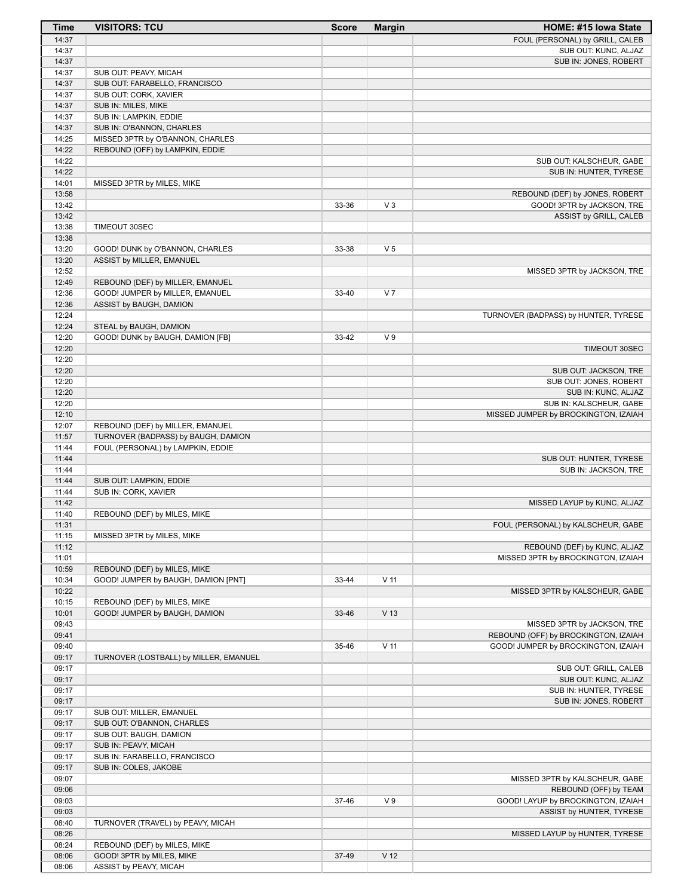| Time | VISITORS: TCU | Score | Margin | HOME: #15 Iowa State |
|---|---|---|---|---|
| 14:37 | | | | FOUL (PERSONAL) by GRILL, CALEB |
| 14:37 | | | | SUB OUT: KUNC, ALJAZ |
| 14:37 | | | | SUB IN: JONES, ROBERT |
| 14:37 | SUB OUT: PEAVY, MICAH | | | |
| 14:37 | SUB OUT: FARABELLO, FRANCISCO | | | |
| 14:37 | SUB OUT: CORK, XAVIER | | | |
| 14:37 | SUB IN: MILES, MIKE | | | |
| 14:37 | SUB IN: LAMPKIN, EDDIE | | | |
| 14:37 | SUB IN: O'BANNON, CHARLES | | | |
| 14:25 | MISSED 3PTR by O'BANNON, CHARLES | | | |
| 14:22 | REBOUND (OFF) by LAMPKIN, EDDIE | | | |
| 14:22 | | | | SUB OUT: KALSCHEUR, GABE |
| 14:22 | | | | SUB IN: HUNTER, TYRESE |
| 14:01 | MISSED 3PTR by MILES, MIKE | | | |
| 13:58 | | | | REBOUND (DEF) by JONES, ROBERT |
| 13:42 | | 33-36 | V 3 | GOOD! 3PTR by JACKSON, TRE |
| 13:42 | | | | ASSIST by GRILL, CALEB |
| 13:38 | TIMEOUT 30SEC | | | |
| 13:38 | | | | |
| 13:20 | GOOD! DUNK by O'BANNON, CHARLES | 33-38 | V 5 | |
| 13:20 | ASSIST by MILLER, EMANUEL | | | |
| 12:52 | | | | MISSED 3PTR by JACKSON, TRE |
| 12:49 | REBOUND (DEF) by MILLER, EMANUEL | | | |
| 12:36 | GOOD! JUMPER by MILLER, EMANUEL | 33-40 | V 7 | |
| 12:36 | ASSIST by BAUGH, DAMION | | | |
| 12:24 | | | | TURNOVER (BADPASS) by HUNTER, TYRESE |
| 12:24 | STEAL by BAUGH, DAMION | | | |
| 12:20 | GOOD! DUNK by BAUGH, DAMION [FB] | 33-42 | V 9 | |
| 12:20 | | | | TIMEOUT 30SEC |
| 12:20 | | | | |
| 12:20 | | | | SUB OUT: JACKSON, TRE |
| 12:20 | | | | SUB OUT: JONES, ROBERT |
| 12:20 | | | | SUB IN: KUNC, ALJAZ |
| 12:20 | | | | SUB IN: KALSCHEUR, GABE |
| 12:10 | | | | MISSED JUMPER by BROCKINGTON, IZAIAH |
| 12:07 | REBOUND (DEF) by MILLER, EMANUEL | | | |
| 11:57 | TURNOVER (BADPASS) by BAUGH, DAMION | | | |
| 11:44 | FOUL (PERSONAL) by LAMPKIN, EDDIE | | | |
| 11:44 | | | | SUB OUT: HUNTER, TYRESE |
| 11:44 | | | | SUB IN: JACKSON, TRE |
| 11:44 | SUB OUT: LAMPKIN, EDDIE | | | |
| 11:44 | SUB IN: CORK, XAVIER | | | |
| 11:42 | | | | MISSED LAYUP by KUNC, ALJAZ |
| 11:40 | REBOUND (DEF) by MILES, MIKE | | | |
| 11:31 | | | | FOUL (PERSONAL) by KALSCHEUR, GABE |
| 11:15 | MISSED 3PTR by MILES, MIKE | | | |
| 11:12 | | | | REBOUND (DEF) by KUNC, ALJAZ |
| 11:01 | | | | MISSED 3PTR by BROCKINGTON, IZAIAH |
| 10:59 | REBOUND (DEF) by MILES, MIKE | | | |
| 10:34 | GOOD! JUMPER by BAUGH, DAMION [PNT] | 33-44 | V 11 | |
| 10:22 | | | | MISSED 3PTR by KALSCHEUR, GABE |
| 10:15 | REBOUND (DEF) by MILES, MIKE | | | |
| 10:01 | GOOD! JUMPER by BAUGH, DAMION | 33-46 | V 13 | |
| 09:43 | | | | MISSED 3PTR by JACKSON, TRE |
| 09:41 | | | | REBOUND (OFF) by BROCKINGTON, IZAIAH |
| 09:40 | | 35-46 | V 11 | GOOD! JUMPER by BROCKINGTON, IZAIAH |
| 09:17 | TURNOVER (LOSTBALL) by MILLER, EMANUEL | | | |
| 09:17 | | | | SUB OUT: GRILL, CALEB |
| 09:17 | | | | SUB OUT: KUNC, ALJAZ |
| 09:17 | | | | SUB IN: HUNTER, TYRESE |
| 09:17 | | | | SUB IN: JONES, ROBERT |
| 09:17 | SUB OUT: MILLER, EMANUEL | | | |
| 09:17 | SUB OUT: O'BANNON, CHARLES | | | |
| 09:17 | SUB OUT: BAUGH, DAMION | | | |
| 09:17 | SUB IN: PEAVY, MICAH | | | |
| 09:17 | SUB IN: FARABELLO, FRANCISCO | | | |
| 09:17 | SUB IN: COLES, JAKOBE | | | |
| 09:07 | | | | MISSED 3PTR by KALSCHEUR, GABE |
| 09:06 | | | | REBOUND (OFF) by TEAM |
| 09:03 | | 37-46 | V 9 | GOOD! LAYUP by BROCKINGTON, IZAIAH |
| 09:03 | | | | ASSIST by HUNTER, TYRESE |
| 08:40 | TURNOVER (TRAVEL) by PEAVY, MICAH | | | |
| 08:26 | | | | MISSED LAYUP by HUNTER, TYRESE |
| 08:24 | REBOUND (DEF) by MILES, MIKE | | | |
| 08:06 | GOOD! 3PTR by MILES, MIKE | 37-49 | V 12 | |
| 08:06 | ASSIST by PEAVY, MICAH | | | |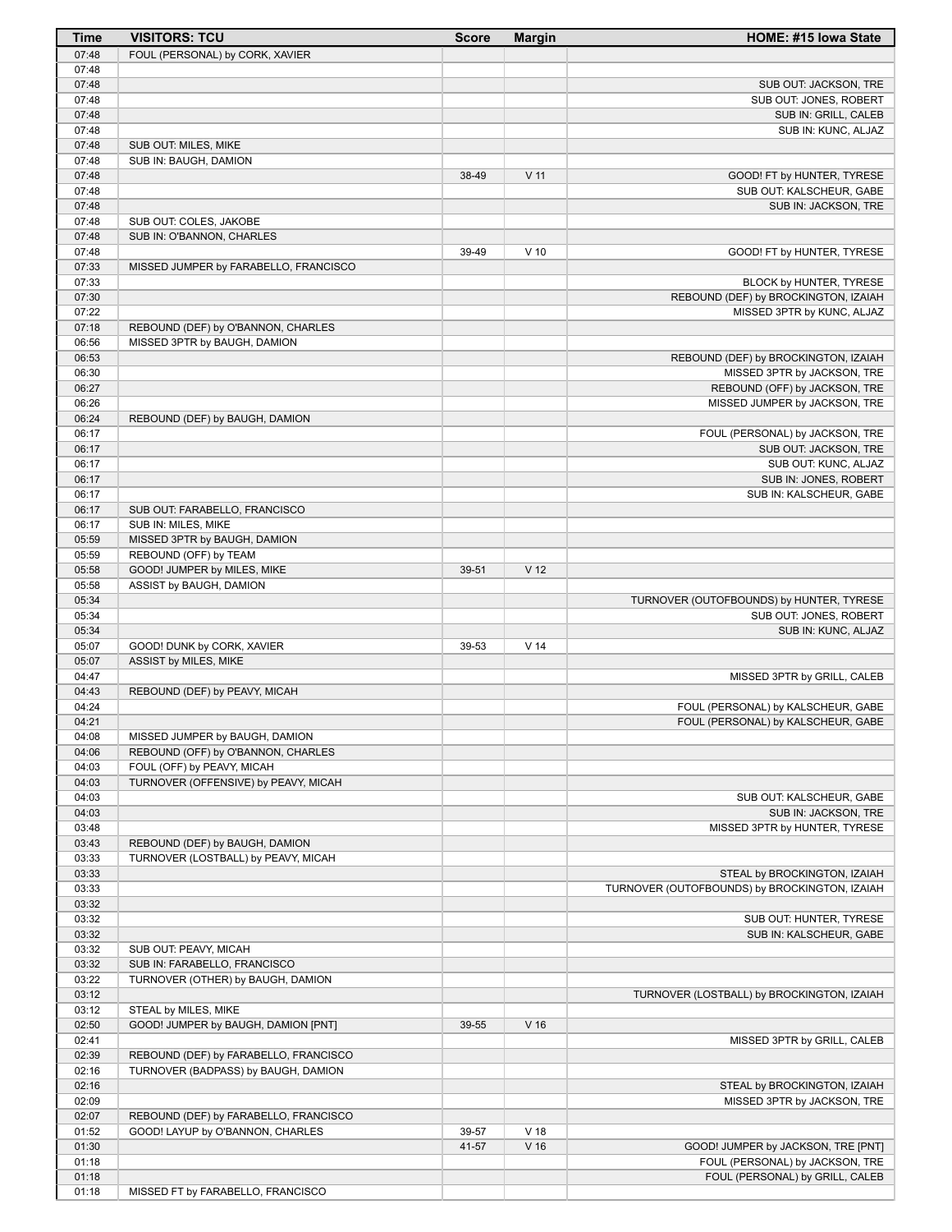| Time | VISITORS: TCU | Score | Margin | HOME: #15 Iowa State |
| --- | --- | --- | --- | --- |
| 07:48 | FOUL (PERSONAL) by CORK, XAVIER | | | |
| 07:48 | | | | |
| 07:48 | | | | SUB OUT: JACKSON, TRE |
| 07:48 | | | | SUB OUT: JONES, ROBERT |
| 07:48 | | | | SUB IN: GRILL, CALEB |
| 07:48 | | | | SUB IN: KUNC, ALJAZ |
| 07:48 | SUB OUT: MILES, MIKE | | | |
| 07:48 | SUB IN: BAUGH, DAMION | | | |
| 07:48 | | 38-49 | V 11 | GOOD! FT by HUNTER, TYRESE |
| 07:48 | | | | SUB OUT: KALSCHEUR, GABE |
| 07:48 | | | | SUB IN: JACKSON, TRE |
| 07:48 | SUB OUT: COLES, JAKOBE | | | |
| 07:48 | SUB IN: O'BANNON, CHARLES | | | |
| 07:48 | | 39-49 | V 10 | GOOD! FT by HUNTER, TYRESE |
| 07:33 | MISSED JUMPER by FARABELLO, FRANCISCO | | | |
| 07:33 | | | | BLOCK by HUNTER, TYRESE |
| 07:30 | | | | REBOUND (DEF) by BROCKINGTON, IZAIAH |
| 07:22 | | | | MISSED 3PTR by KUNC, ALJAZ |
| 07:18 | REBOUND (DEF) by O'BANNON, CHARLES | | | |
| 06:56 | MISSED 3PTR by BAUGH, DAMION | | | |
| 06:53 | | | | REBOUND (DEF) by BROCKINGTON, IZAIAH |
| 06:30 | | | | MISSED 3PTR by JACKSON, TRE |
| 06:27 | | | | REBOUND (OFF) by JACKSON, TRE |
| 06:26 | | | | MISSED JUMPER by JACKSON, TRE |
| 06:24 | REBOUND (DEF) by BAUGH, DAMION | | | |
| 06:17 | | | | FOUL (PERSONAL) by JACKSON, TRE |
| 06:17 | | | | SUB OUT: JACKSON, TRE |
| 06:17 | | | | SUB OUT: KUNC, ALJAZ |
| 06:17 | | | | SUB IN: JONES, ROBERT |
| 06:17 | | | | SUB IN: KALSCHEUR, GABE |
| 06:17 | SUB OUT: FARABELLO, FRANCISCO | | | |
| 06:17 | SUB IN: MILES, MIKE | | | |
| 05:59 | MISSED 3PTR by BAUGH, DAMION | | | |
| 05:59 | REBOUND (OFF) by TEAM | | | |
| 05:58 | GOOD! JUMPER by MILES, MIKE | 39-51 | V 12 | |
| 05:58 | ASSIST by BAUGH, DAMION | | | |
| 05:34 | | | | TURNOVER (OUTOFBOUNDS) by HUNTER, TYRESE |
| 05:34 | | | | SUB OUT: JONES, ROBERT |
| 05:34 | | | | SUB IN: KUNC, ALJAZ |
| 05:07 | GOOD! DUNK by CORK, XAVIER | 39-53 | V 14 | |
| 05:07 | ASSIST by MILES, MIKE | | | |
| 04:47 | | | | MISSED 3PTR by GRILL, CALEB |
| 04:43 | REBOUND (DEF) by PEAVY, MICAH | | | |
| 04:24 | | | | FOUL (PERSONAL) by KALSCHEUR, GABE |
| 04:21 | | | | FOUL (PERSONAL) by KALSCHEUR, GABE |
| 04:08 | MISSED JUMPER by BAUGH, DAMION | | | |
| 04:06 | REBOUND (OFF) by O'BANNON, CHARLES | | | |
| 04:03 | FOUL (OFF) by PEAVY, MICAH | | | |
| 04:03 | TURNOVER (OFFENSIVE) by PEAVY, MICAH | | | |
| 04:03 | | | | SUB OUT: KALSCHEUR, GABE |
| 04:03 | | | | SUB IN: JACKSON, TRE |
| 03:48 | | | | MISSED 3PTR by HUNTER, TYRESE |
| 03:43 | REBOUND (DEF) by BAUGH, DAMION | | | |
| 03:33 | TURNOVER (LOSTBALL) by PEAVY, MICAH | | | |
| 03:33 | | | | STEAL by BROCKINGTON, IZAIAH |
| 03:33 | | | | TURNOVER (OUTOFBOUNDS) by BROCKINGTON, IZAIAH |
| 03:32 | | | | |
| 03:32 | | | | SUB OUT: HUNTER, TYRESE |
| 03:32 | | | | SUB IN: KALSCHEUR, GABE |
| 03:32 | SUB OUT: PEAVY, MICAH | | | |
| 03:32 | SUB IN: FARABELLO, FRANCISCO | | | |
| 03:22 | TURNOVER (OTHER) by BAUGH, DAMION | | | |
| 03:12 | | | | TURNOVER (LOSTBALL) by BROCKINGTON, IZAIAH |
| 03:12 | STEAL by MILES, MIKE | | | |
| 02:50 | GOOD! JUMPER by BAUGH, DAMION [PNT] | 39-55 | V 16 | |
| 02:41 | | | | MISSED 3PTR by GRILL, CALEB |
| 02:39 | REBOUND (DEF) by FARABELLO, FRANCISCO | | | |
| 02:16 | TURNOVER (BADPASS) by BAUGH, DAMION | | | |
| 02:16 | | | | STEAL by BROCKINGTON, IZAIAH |
| 02:09 | | | | MISSED 3PTR by JACKSON, TRE |
| 02:07 | REBOUND (DEF) by FARABELLO, FRANCISCO | | | |
| 01:52 | GOOD! LAYUP by O'BANNON, CHARLES | 39-57 | V 18 | |
| 01:30 | | 41-57 | V 16 | GOOD! JUMPER by JACKSON, TRE [PNT] |
| 01:18 | | | | FOUL (PERSONAL) by JACKSON, TRE |
| 01:18 | | | | FOUL (PERSONAL) by GRILL, CALEB |
| 01:18 | MISSED FT by FARABELLO, FRANCISCO | | | |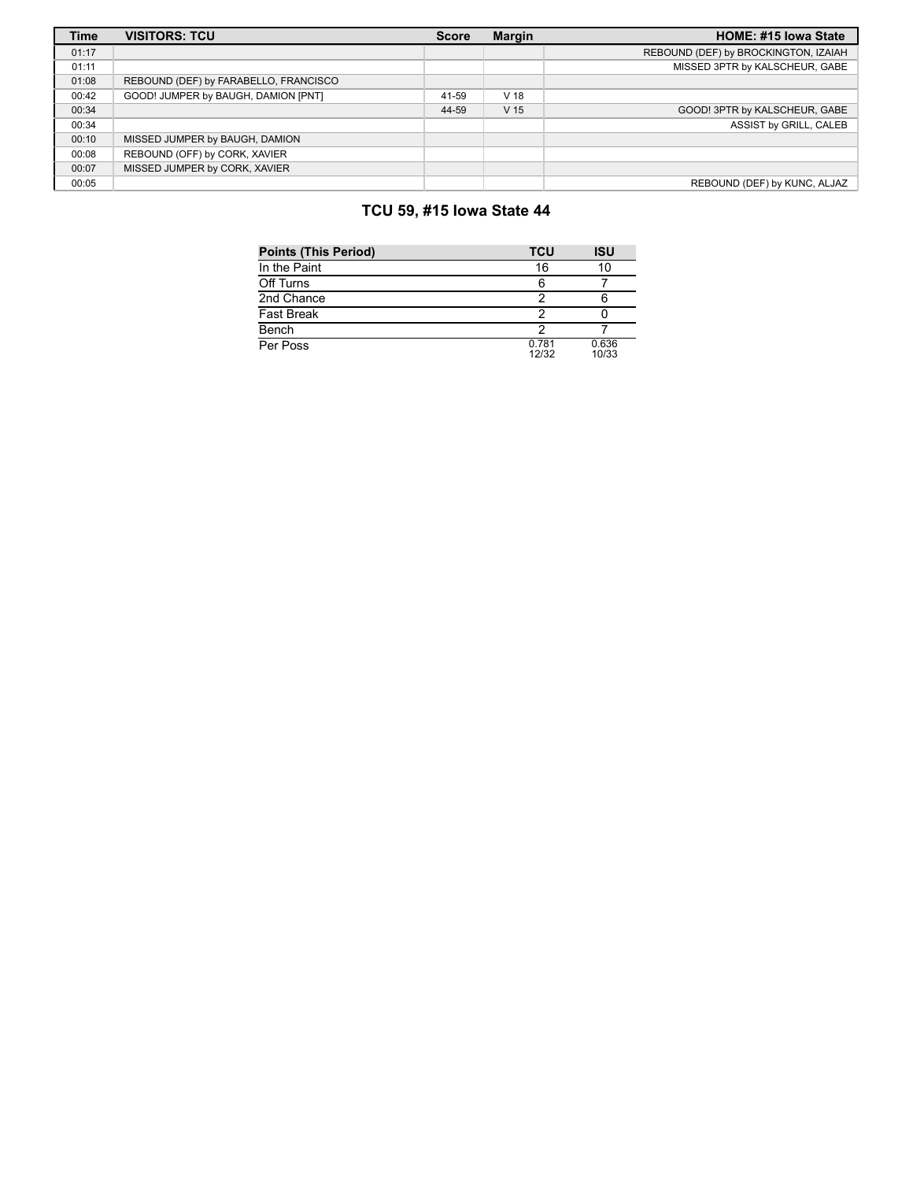| Time | VISITORS: TCU | Score | Margin | HOME: #15 Iowa State |
| --- | --- | --- | --- | --- |
| 01:17 | | | | REBOUND (DEF) by BROCKINGTON, IZAIAH |
| 01:11 | | | | MISSED 3PTR by KALSCHEUR, GABE |
| 01:08 | REBOUND (DEF) by FARABELLO, FRANCISCO | | | |
| 00:42 | GOOD! JUMPER by BAUGH, DAMION [PNT] | 41-59 | V 18 | |
| 00:34 | | 44-59 | V 15 | GOOD! 3PTR by KALSCHEUR, GABE |
| 00:34 | | | | ASSIST by GRILL, CALEB |
| 00:10 | MISSED JUMPER by BAUGH, DAMION | | | |
| 00:08 | REBOUND (OFF) by CORK, XAVIER | | | |
| 00:07 | MISSED JUMPER by CORK, XAVIER | | | |
| 00:05 | | | | REBOUND (DEF) by KUNC, ALJAZ |

## TCU 59, #15 Iowa State 44

| Points (This Period) | TCU | ISU |
| --- | --- | --- |
| In the Paint | 16 | 10 |
| Off Turns | 6 | 7 |
| 2nd Chance | 2 | 6 |
| Fast Break | 2 | 0 |
| Bench | 2 | 7 |
| Per Poss | 0.781 12/32 | 0.636 10/33 |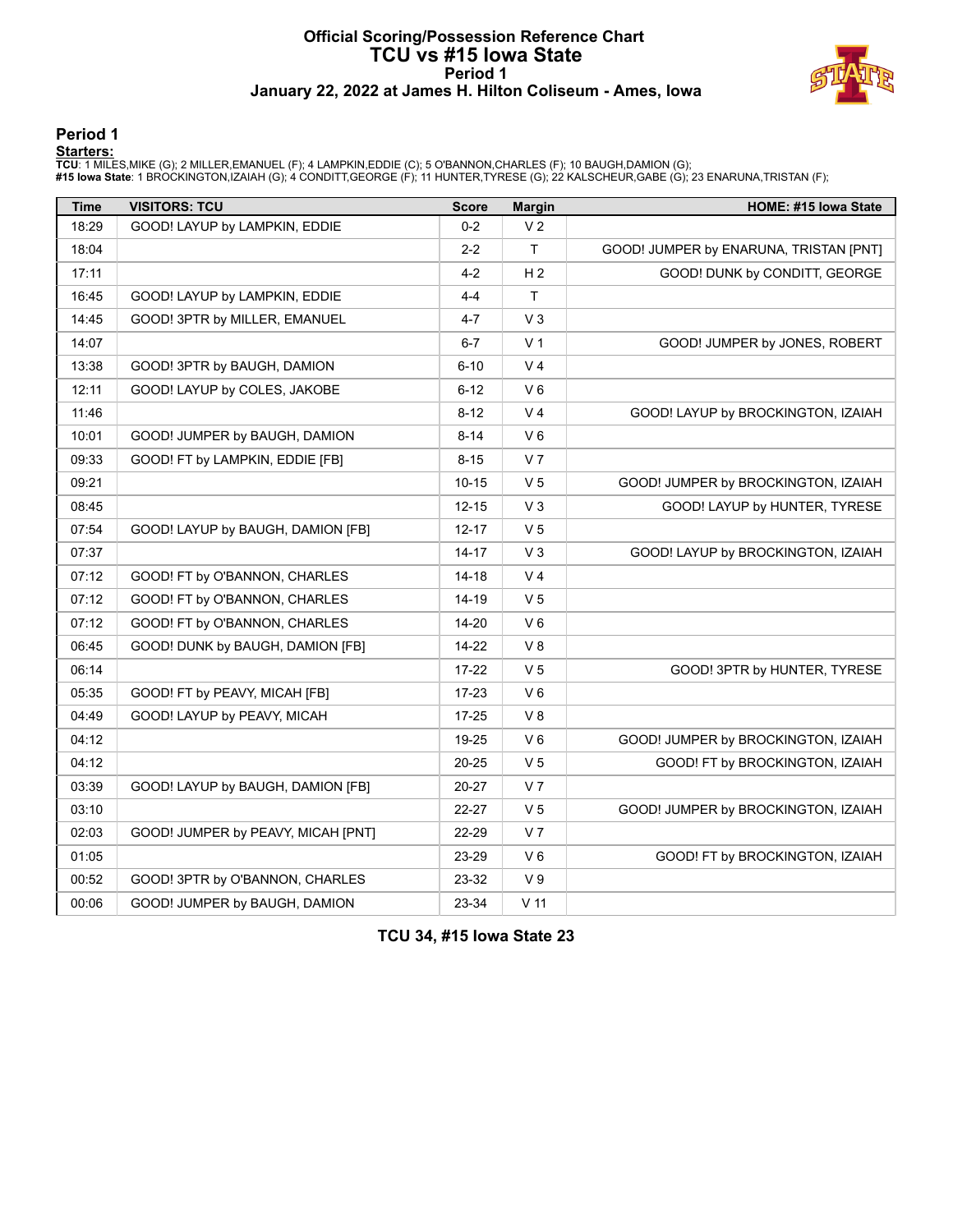# Official Scoring/Possession Reference Chart
# TCU vs #15 Iowa State
## Period 1
### January 22, 2022 at James H. Hilton Coliseum - Ames, Iowa

## Period 1

**Starters:**

**TCU**: 1 MILES,MIKE (G); 2 MILLER,EMANUEL (F); 4 LAMPKIN,EDDIE (C); 5 O'BANNON,CHARLES (F); 10 BAUGH,DAMION (G);
**#15 Iowa State**: 1 BROCKINGTON,IZAIAH (G); 4 CONDITT,GEORGE (F); 11 HUNTER,TYRESE (G); 22 KALSCHEUR,GABE (G); 23 ENARUNA,TRISTAN (F);

| Time | VISITORS: TCU | Score | Margin | HOME: #15 Iowa State |
|---|---|---|---|---|
| 18:29 | GOOD! LAYUP by LAMPKIN, EDDIE | 0-2 | V 2 | |
| 18:04 | | 2-2 | T | GOOD! JUMPER by ENARUNA, TRISTAN [PNT] |
| 17:11 | | 4-2 | H 2 | GOOD! DUNK by CONDITT, GEORGE |
| 16:45 | GOOD! LAYUP by LAMPKIN, EDDIE | 4-4 | T | |
| 14:45 | GOOD! 3PTR by MILLER, EMANUEL | 4-7 | V 3 | |
| 14:07 | | 6-7 | V 1 | GOOD! JUMPER by JONES, ROBERT |
| 13:38 | GOOD! 3PTR by BAUGH, DAMION | 6-10 | V 4 | |
| 12:11 | GOOD! LAYUP by COLES, JAKOBE | 6-12 | V 6 | |
| 11:46 | | 8-12 | V 4 | GOOD! LAYUP by BROCKINGTON, IZAIAH |
| 10:01 | GOOD! JUMPER by BAUGH, DAMION | 8-14 | V 6 | |
| 09:33 | GOOD! FT by LAMPKIN, EDDIE [FB] | 8-15 | V 7 | |
| 09:21 | | 10-15 | V 5 | GOOD! JUMPER by BROCKINGTON, IZAIAH |
| 08:45 | | 12-15 | V 3 | GOOD! LAYUP by HUNTER, TYRESE |
| 07:54 | GOOD! LAYUP by BAUGH, DAMION [FB] | 12-17 | V 5 | |
| 07:37 | | 14-17 | V 3 | GOOD! LAYUP by BROCKINGTON, IZAIAH |
| 07:12 | GOOD! FT by O'BANNON, CHARLES | 14-18 | V 4 | |
| 07:12 | GOOD! FT by O'BANNON, CHARLES | 14-19 | V 5 | |
| 07:12 | GOOD! FT by O'BANNON, CHARLES | 14-20 | V 6 | |
| 06:45 | GOOD! DUNK by BAUGH, DAMION [FB] | 14-22 | V 8 | |
| 06:14 | | 17-22 | V 5 | GOOD! 3PTR by HUNTER, TYRESE |
| 05:35 | GOOD! FT by PEAVY, MICAH [FB] | 17-23 | V 6 | |
| 04:49 | GOOD! LAYUP by PEAVY, MICAH | 17-25 | V 8 | |
| 04:12 | | 19-25 | V 6 | GOOD! JUMPER by BROCKINGTON, IZAIAH |
| 04:12 | | 20-25 | V 5 | GOOD! FT by BROCKINGTON, IZAIAH |
| 03:39 | GOOD! LAYUP by BAUGH, DAMION [FB] | 20-27 | V 7 | |
| 03:10 | | 22-27 | V 5 | GOOD! JUMPER by BROCKINGTON, IZAIAH |
| 02:03 | GOOD! JUMPER by PEAVY, MICAH [PNT] | 22-29 | V 7 | |
| 01:05 | | 23-29 | V 6 | GOOD! FT by BROCKINGTON, IZAIAH |
| 00:52 | GOOD! 3PTR by O'BANNON, CHARLES | 23-32 | V 9 | |
| 00:06 | GOOD! JUMPER by BAUGH, DAMION | 23-34 | V 11 | |

**TCU 34, #15 Iowa State 23**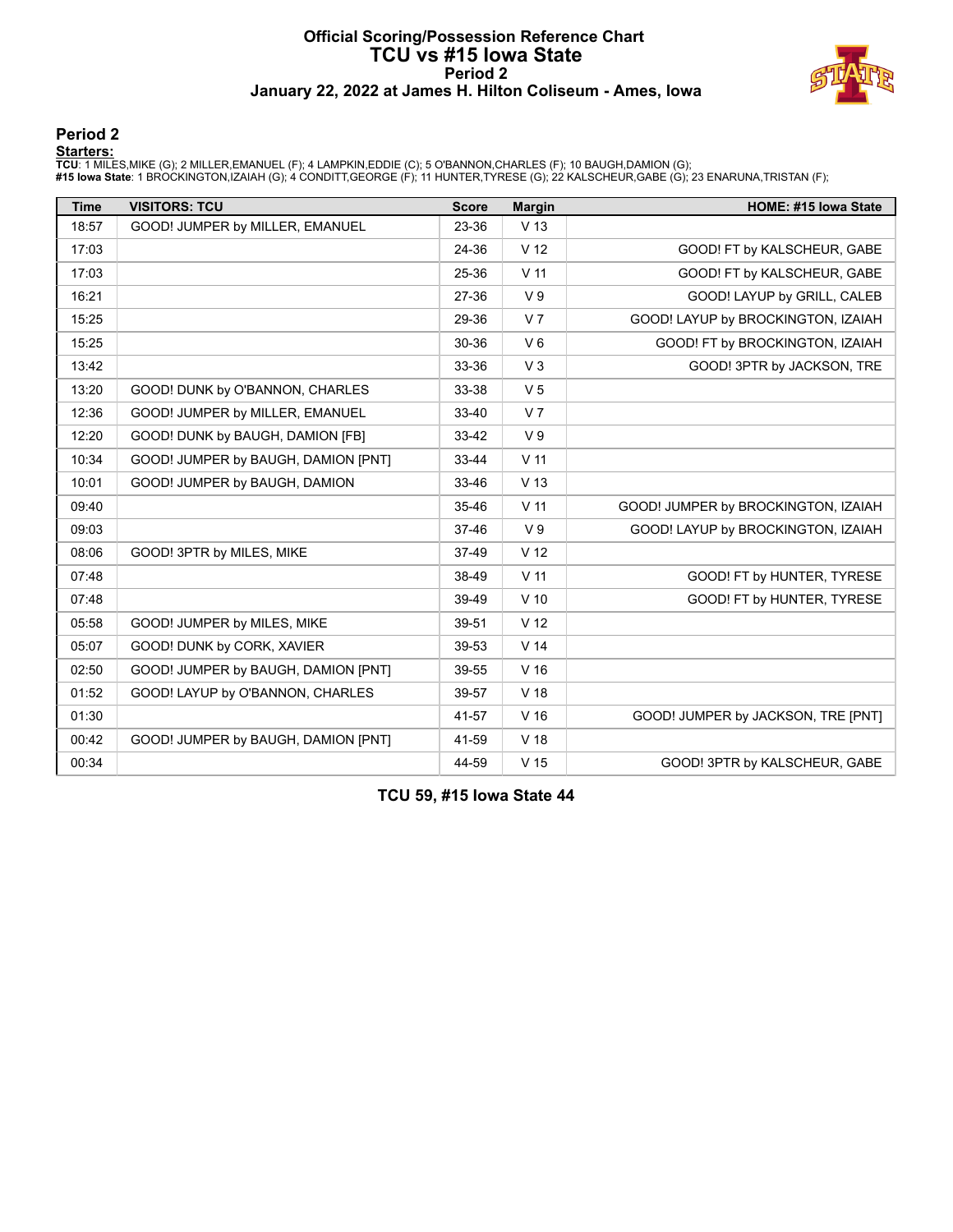# Official Scoring/Possession Reference Chart
# TCU vs #15 Iowa State
# Period 2
# January 22, 2022 at James H. Hilton Coliseum - Ames, Iowa

## Period 2

**Starters:**

**TCU**: 1 MILES,MIKE (G); 2 MILLER,EMANUEL (F); 4 LAMPKIN,EDDIE (C); 5 O'BANNON,CHARLES (F); 10 BAUGH,DAMION (G);
**#15 Iowa State**: 1 BROCKINGTON,IZAIAH (G); 4 CONDITT,GEORGE (F); 11 HUNTER,TYRESE (G); 22 KALSCHEUR,GABE (G); 23 ENARUNA,TRISTAN (F);

| Time | VISITORS: TCU | Score | Margin | HOME: #15 Iowa State |
|---|---|---|---|---|
| 18:57 | GOOD! JUMPER by MILLER, EMANUEL | 23-36 | V 13 | |
| 17:03 | | 24-36 | V 12 | GOOD! FT by KALSCHEUR, GABE |
| 17:03 | | 25-36 | V 11 | GOOD! FT by KALSCHEUR, GABE |
| 16:21 | | 27-36 | V 9 | GOOD! LAYUP by GRILL, CALEB |
| 15:25 | | 29-36 | V 7 | GOOD! LAYUP by BROCKINGTON, IZAIAH |
| 15:25 | | 30-36 | V 6 | GOOD! FT by BROCKINGTON, IZAIAH |
| 13:42 | | 33-36 | V 3 | GOOD! 3PTR by JACKSON, TRE |
| 13:20 | GOOD! DUNK by O'BANNON, CHARLES | 33-38 | V 5 | |
| 12:36 | GOOD! JUMPER by MILLER, EMANUEL | 33-40 | V 7 | |
| 12:20 | GOOD! DUNK by BAUGH, DAMION [FB] | 33-42 | V 9 | |
| 10:34 | GOOD! JUMPER by BAUGH, DAMION [PNT] | 33-44 | V 11 | |
| 10:01 | GOOD! JUMPER by BAUGH, DAMION | 33-46 | V 13 | |
| 09:40 | | 35-46 | V 11 | GOOD! JUMPER by BROCKINGTON, IZAIAH |
| 09:03 | | 37-46 | V 9 | GOOD! LAYUP by BROCKINGTON, IZAIAH |
| 08:06 | GOOD! 3PTR by MILES, MIKE | 37-49 | V 12 | |
| 07:48 | | 38-49 | V 11 | GOOD! FT by HUNTER, TYRESE |
| 07:48 | | 39-49 | V 10 | GOOD! FT by HUNTER, TYRESE |
| 05:58 | GOOD! JUMPER by MILES, MIKE | 39-51 | V 12 | |
| 05:07 | GOOD! DUNK by CORK, XAVIER | 39-53 | V 14 | |
| 02:50 | GOOD! JUMPER by BAUGH, DAMION [PNT] | 39-55 | V 16 | |
| 01:52 | GOOD! LAYUP by O'BANNON, CHARLES | 39-57 | V 18 | |
| 01:30 | | 41-57 | V 16 | GOOD! JUMPER by JACKSON, TRE [PNT] |
| 00:42 | GOOD! JUMPER by BAUGH, DAMION [PNT] | 41-59 | V 18 | |
| 00:34 | | 44-59 | V 15 | GOOD! 3PTR by KALSCHEUR, GABE |

**TCU 59, #15 Iowa State 44**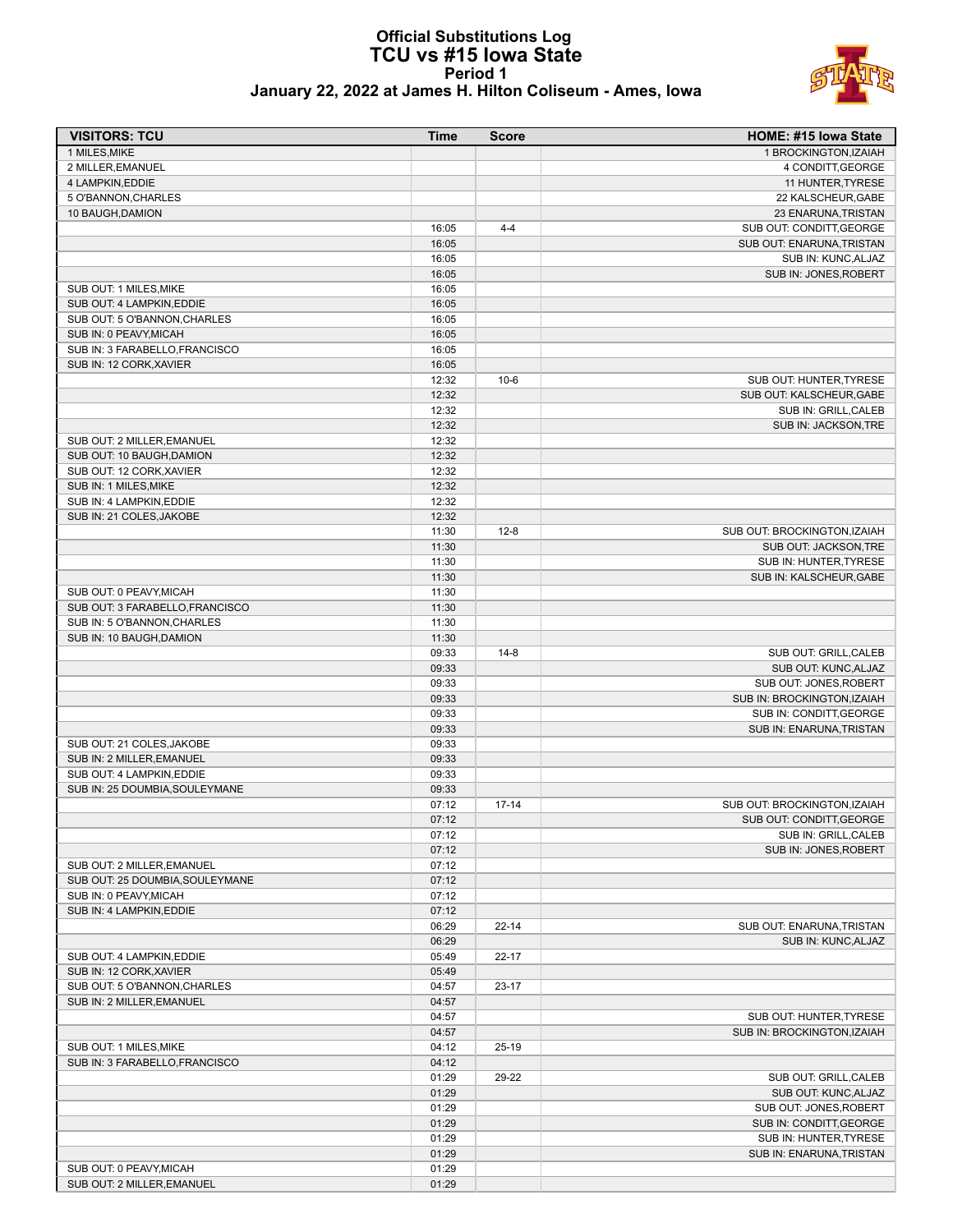# Official Substitutions Log
## TCU vs #15 Iowa State
### Period 1
### January 22, 2022 at James H. Hilton Coliseum - Ames, Iowa

| VISITORS: TCU | Time | Score | HOME: #15 Iowa State |
|---|---|---|---|
| 1 MILES,MIKE | | | 1 BROCKINGTON,IZAIAH |
| 2 MILLER,EMANUEL | | | 4 CONDITT,GEORGE |
| 4 LAMPKIN,EDDIE | | | 11 HUNTER,TYRESE |
| 5 O'BANNON,CHARLES | | | 22 KALSCHEUR,GABE |
| 10 BAUGH,DAMION | | | 23 ENARUNA,TRISTAN |
| | 16:05 | 4-4 | SUB OUT: CONDITT,GEORGE |
| | 16:05 | | SUB OUT: ENARUNA,TRISTAN |
| | 16:05 | | SUB IN: KUNC,ALJAZ |
| | 16:05 | | SUB IN: JONES,ROBERT |
| SUB OUT: 1 MILES,MIKE | 16:05 | | |
| SUB OUT: 4 LAMPKIN,EDDIE | 16:05 | | |
| SUB OUT: 5 O'BANNON,CHARLES | 16:05 | | |
| SUB IN: 0 PEAVY,MICAH | 16:05 | | |
| SUB IN: 3 FARABELLO,FRANCISCO | 16:05 | | |
| SUB IN: 12 CORK,XAVIER | 16:05 | | |
| | 12:32 | 10-6 | SUB OUT: HUNTER,TYRESE |
| | 12:32 | | SUB OUT: KALSCHEUR,GABE |
| | 12:32 | | SUB IN: GRILL,CALEB |
| | 12:32 | | SUB IN: JACKSON,TRE |
| SUB OUT: 2 MILLER,EMANUEL | 12:32 | | |
| SUB OUT: 10 BAUGH,DAMION | 12:32 | | |
| SUB OUT: 12 CORK,XAVIER | 12:32 | | |
| SUB IN: 1 MILES,MIKE | 12:32 | | |
| SUB IN: 4 LAMPKIN,EDDIE | 12:32 | | |
| SUB IN: 21 COLES,JAKOBE | 12:32 | | |
| | 11:30 | 12-8 | SUB OUT: BROCKINGTON,IZAIAH |
| | 11:30 | | SUB OUT: JACKSON,TRE |
| | 11:30 | | SUB IN: HUNTER,TYRESE |
| | 11:30 | | SUB IN: KALSCHEUR,GABE |
| SUB OUT: 0 PEAVY,MICAH | 11:30 | | |
| SUB OUT: 3 FARABELLO,FRANCISCO | 11:30 | | |
| SUB IN: 5 O'BANNON,CHARLES | 11:30 | | |
| SUB IN: 10 BAUGH,DAMION | 11:30 | | |
| | 09:33 | 14-8 | SUB OUT: GRILL,CALEB |
| | 09:33 | | SUB OUT: KUNC,ALJAZ |
| | 09:33 | | SUB OUT: JONES,ROBERT |
| | 09:33 | | SUB IN: BROCKINGTON,IZAIAH |
| | 09:33 | | SUB IN: CONDITT,GEORGE |
| | 09:33 | | SUB IN: ENARUNA,TRISTAN |
| SUB OUT: 21 COLES,JAKOBE | 09:33 | | |
| SUB IN: 2 MILLER,EMANUEL | 09:33 | | |
| SUB OUT: 4 LAMPKIN,EDDIE | 09:33 | | |
| SUB IN: 25 DOUMBIA,SOULEYMANE | 09:33 | | |
| | 07:12 | 17-14 | SUB OUT: BROCKINGTON,IZAIAH |
| | 07:12 | | SUB OUT: CONDITT,GEORGE |
| | 07:12 | | SUB IN: GRILL,CALEB |
| | 07:12 | | SUB IN: JONES,ROBERT |
| SUB OUT: 2 MILLER,EMANUEL | 07:12 | | |
| SUB OUT: 25 DOUMBIA,SOULEYMANE | 07:12 | | |
| SUB IN: 0 PEAVY,MICAH | 07:12 | | |
| SUB IN: 4 LAMPKIN,EDDIE | 07:12 | | |
| | 06:29 | 22-14 | SUB OUT: ENARUNA,TRISTAN |
| | 06:29 | | SUB IN: KUNC,ALJAZ |
| SUB OUT: 4 LAMPKIN,EDDIE | 05:49 | 22-17 | |
| SUB IN: 12 CORK,XAVIER | 05:49 | | |
| SUB OUT: 5 O'BANNON,CHARLES | 04:57 | 23-17 | |
| SUB IN: 2 MILLER,EMANUEL | 04:57 | | |
| | 04:57 | | SUB OUT: HUNTER,TYRESE |
| | 04:57 | | SUB IN: BROCKINGTON,IZAIAH |
| SUB OUT: 1 MILES,MIKE | 04:12 | 25-19 | |
| SUB IN: 3 FARABELLO,FRANCISCO | 04:12 | | |
| | 01:29 | 29-22 | SUB OUT: GRILL,CALEB |
| | 01:29 | | SUB OUT: KUNC,ALJAZ |
| | 01:29 | | SUB OUT: JONES,ROBERT |
| | 01:29 | | SUB IN: CONDITT,GEORGE |
| | 01:29 | | SUB IN: HUNTER,TYRESE |
| | 01:29 | | SUB IN: ENARUNA,TRISTAN |
| SUB OUT: 0 PEAVY,MICAH | 01:29 | | |
| SUB OUT: 2 MILLER,EMANUEL | 01:29 | | |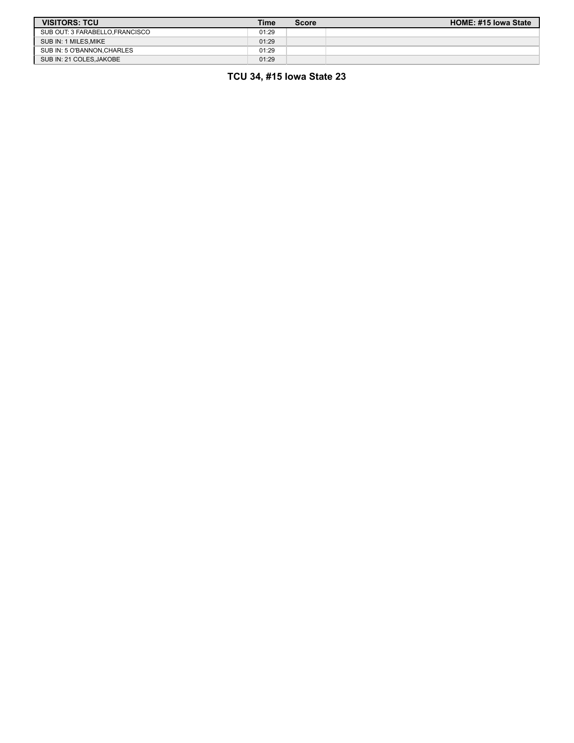| VISITORS: TCU | Time | Score | HOME: #15 Iowa State |
|---|---|---|---|
| SUB OUT: 3 FARABELLO,FRANCISCO | 01:29 | | |
| SUB IN: 1 MILES,MIKE | 01:29 | | |
| SUB IN: 5 O'BANNON,CHARLES | 01:29 | | |
| SUB IN: 21 COLES,JAKOBE | 01:29 | | |

**TCU 34, #15 Iowa State 23**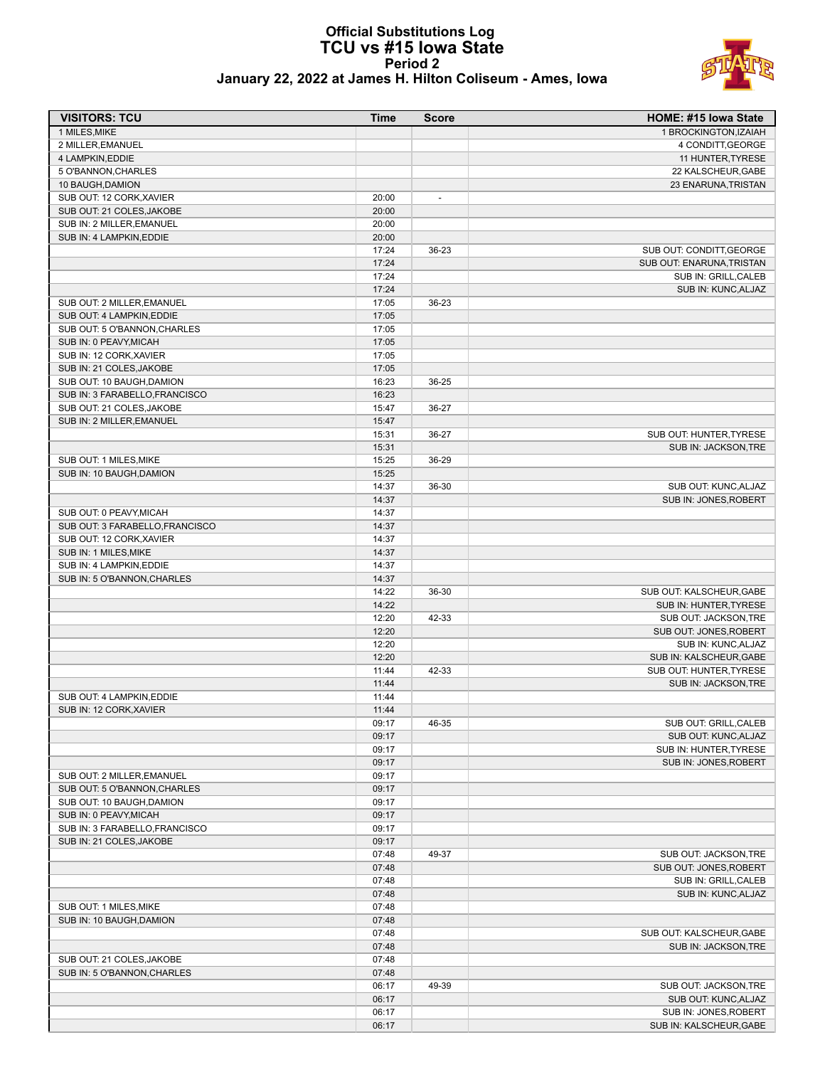# Official Substitutions Log
## TCU vs #15 Iowa State
### Period 2
### January 22, 2022 at James H. Hilton Coliseum - Ames, Iowa

| VISITORS: TCU | Time | Score | HOME: #15 Iowa State |
|---|---|---|---|
| 1 MILES,MIKE | | | 1 BROCKINGTON,IZAIAH |
| 2 MILLER,EMANUEL | | | 4 CONDITT,GEORGE |
| 4 LAMPKIN,EDDIE | | | 11 HUNTER,TYRESE |
| 5 O'BANNON,CHARLES | | | 22 KALSCHEUR,GABE |
| 10 BAUGH,DAMION | | | 23 ENARUNA,TRISTAN |
| SUB OUT: 12 CORK,XAVIER | 20:00 | - | |
| SUB OUT: 21 COLES,JAKOBE | 20:00 | | |
| SUB IN: 2 MILLER,EMANUEL | 20:00 | | |
| SUB IN: 4 LAMPKIN,EDDIE | 20:00 | | |
| | 17:24 | 36-23 | SUB OUT: CONDITT,GEORGE |
| | 17:24 | | SUB OUT: ENARUNA,TRISTAN |
| | 17:24 | | SUB IN: GRILL,CALEB |
| | 17:24 | | SUB IN: KUNC,ALJAZ |
| SUB OUT: 2 MILLER,EMANUEL | 17:05 | 36-23 | |
| SUB OUT: 4 LAMPKIN,EDDIE | 17:05 | | |
| SUB OUT: 5 O'BANNON,CHARLES | 17:05 | | |
| SUB IN: 0 PEAVY,MICAH | 17:05 | | |
| SUB IN: 12 CORK,XAVIER | 17:05 | | |
| SUB IN: 21 COLES,JAKOBE | 17:05 | | |
| SUB OUT: 10 BAUGH,DAMION | 16:23 | 36-25 | |
| SUB IN: 3 FARABELLO,FRANCISCO | 16:23 | | |
| SUB OUT: 21 COLES,JAKOBE | 15:47 | 36-27 | |
| SUB IN: 2 MILLER,EMANUEL | 15:47 | | |
| | 15:31 | 36-27 | SUB OUT: HUNTER,TYRESE |
| | 15:31 | | SUB IN: JACKSON,TRE |
| SUB OUT: 1 MILES,MIKE | 15:25 | 36-29 | |
| SUB IN: 10 BAUGH,DAMION | 15:25 | | |
| | 14:37 | 36-30 | SUB OUT: KUNC,ALJAZ |
| | 14:37 | | SUB IN: JONES,ROBERT |
| SUB OUT: 0 PEAVY,MICAH | 14:37 | | |
| SUB OUT: 3 FARABELLO,FRANCISCO | 14:37 | | |
| SUB OUT: 12 CORK,XAVIER | 14:37 | | |
| SUB IN: 1 MILES,MIKE | 14:37 | | |
| SUB IN: 4 LAMPKIN,EDDIE | 14:37 | | |
| SUB IN: 5 O'BANNON,CHARLES | 14:37 | | |
| | 14:22 | 36-30 | SUB OUT: KALSCHEUR,GABE |
| | 14:22 | | SUB IN: HUNTER,TYRESE |
| | 12:20 | 42-33 | SUB OUT: JACKSON,TRE |
| | 12:20 | | SUB OUT: JONES,ROBERT |
| | 12:20 | | SUB IN: KUNC,ALJAZ |
| | 12:20 | | SUB IN: KALSCHEUR,GABE |
| | 11:44 | 42-33 | SUB OUT: HUNTER,TYRESE |
| | 11:44 | | SUB IN: JACKSON,TRE |
| SUB OUT: 4 LAMPKIN,EDDIE | 11:44 | | |
| SUB IN: 12 CORK,XAVIER | 11:44 | | |
| | 09:17 | 46-35 | SUB OUT: GRILL,CALEB |
| | 09:17 | | SUB OUT: KUNC,ALJAZ |
| | 09:17 | | SUB IN: HUNTER,TYRESE |
| | 09:17 | | SUB IN: JONES,ROBERT |
| SUB OUT: 2 MILLER,EMANUEL | 09:17 | | |
| SUB OUT: 5 O'BANNON,CHARLES | 09:17 | | |
| SUB OUT: 10 BAUGH,DAMION | 09:17 | | |
| SUB IN: 0 PEAVY,MICAH | 09:17 | | |
| SUB IN: 3 FARABELLO,FRANCISCO | 09:17 | | |
| SUB IN: 21 COLES,JAKOBE | 09:17 | | |
| | 07:48 | 49-37 | SUB OUT: JACKSON,TRE |
| | 07:48 | | SUB OUT: JONES,ROBERT |
| | 07:48 | | SUB IN: GRILL,CALEB |
| | 07:48 | | SUB IN: KUNC,ALJAZ |
| SUB OUT: 1 MILES,MIKE | 07:48 | | |
| SUB IN: 10 BAUGH,DAMION | 07:48 | | |
| | 07:48 | | SUB OUT: KALSCHEUR,GABE |
| | 07:48 | | SUB IN: JACKSON,TRE |
| SUB OUT: 21 COLES,JAKOBE | 07:48 | | |
| SUB IN: 5 O'BANNON,CHARLES | 07:48 | | |
| | 06:17 | 49-39 | SUB OUT: JACKSON,TRE |
| | 06:17 | | SUB OUT: KUNC,ALJAZ |
| | 06:17 | | SUB IN: JONES,ROBERT |
| | 06:17 | | SUB IN: KALSCHEUR,GABE |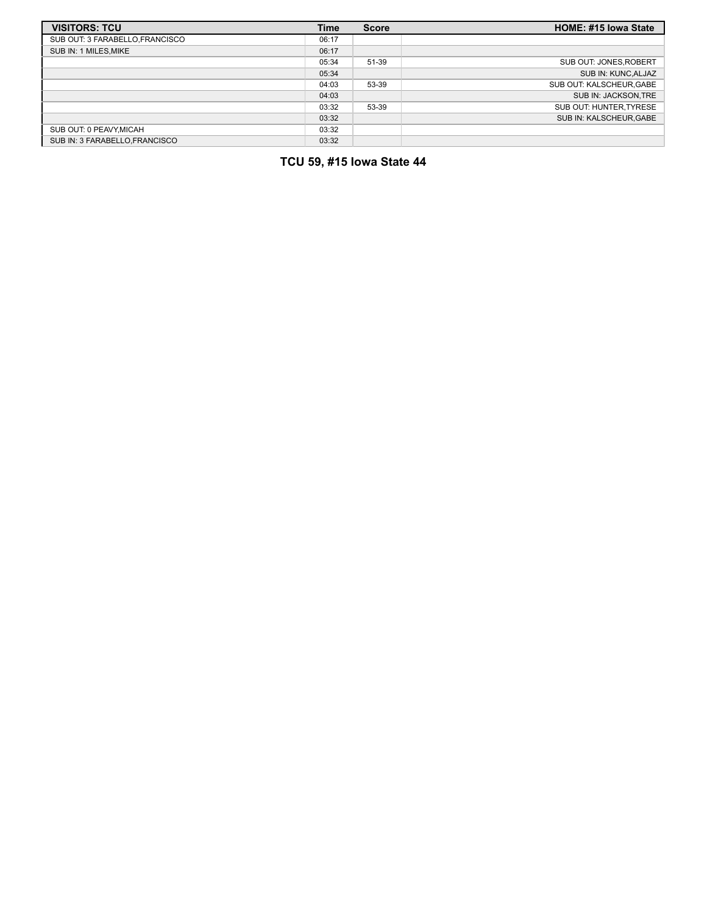| VISITORS: TCU | Time | Score | HOME: #15 Iowa State |
|---|---|---|---|
| SUB OUT: 3 FARABELLO,FRANCISCO | 06:17 | | |
| SUB IN: 1 MILES,MIKE | 06:17 | | |
| | 05:34 | 51-39 | SUB OUT: JONES,ROBERT |
| | 05:34 | | SUB IN: KUNC,ALJAZ |
| | 04:03 | 53-39 | SUB OUT: KALSCHEUR,GABE |
| | 04:03 | | SUB IN: JACKSON,TRE |
| | 03:32 | 53-39 | SUB OUT: HUNTER,TYRESE |
| | 03:32 | | SUB IN: KALSCHEUR,GABE |
| SUB OUT: 0 PEAVY,MICAH | 03:32 | | |
| SUB IN: 3 FARABELLO,FRANCISCO | 03:32 | | |

**TCU 59, #15 Iowa State 44**